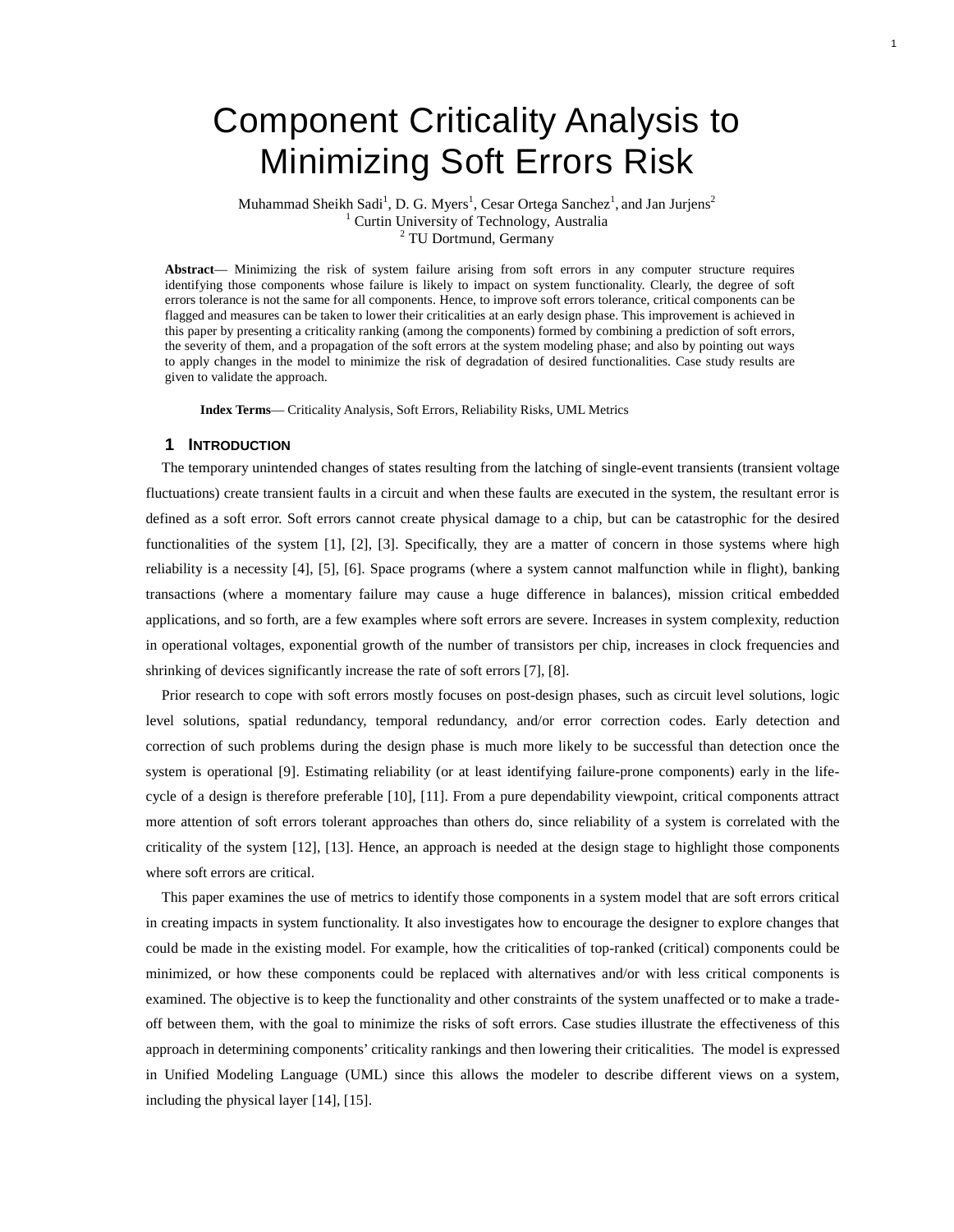# Component Criticality Analysis to Minimizing Soft Errors Risk

Muhammad Sheikh Sadi[1], D. G. Myers[1], Cesar Ortega Sanchez[1], and Jan Jurjens[2]
[1] Curtin University of Technology, Australia
[2] TU Dortmund, Germany

**Abstract**— Minimizing the risk of system failure arising from soft errors in any computer structure requires identifying those components whose failure is likely to impact on system functionality. Clearly, the degree of soft errors tolerance is not the same for all components. Hence, to improve soft errors tolerance, critical components can be flagged and measures can be taken to lower their criticalities at an early design phase. This improvement is achieved in this paper by presenting a criticality ranking (among the components) formed by combining a prediction of soft errors, the severity of them, and a propagation of the soft errors at the system modeling phase; and also by pointing out ways to apply changes in the model to minimize the risk of degradation of desired functionalities. Case study results are given to validate the approach.

**Index Terms**— Criticality Analysis, Soft Errors, Reliability Risks, UML Metrics

## 1 Introduction

The temporary unintended changes of states resulting from the latching of single-event transients (transient voltage fluctuations) create transient faults in a circuit and when these faults are executed in the system, the resultant error is defined as a soft error. Soft errors cannot create physical damage to a chip, but can be catastrophic for the desired functionalities of the system [1], [2], [3]. Specifically, they are a matter of concern in those systems where high reliability is a necessity [4], [5], [6]. Space programs (where a system cannot malfunction while in flight), banking transactions (where a momentary failure may cause a huge difference in balances), mission critical embedded applications, and so forth, are a few examples where soft errors are severe. Increases in system complexity, reduction in operational voltages, exponential growth of the number of transistors per chip, increases in clock frequencies and shrinking of devices significantly increase the rate of soft errors [7], [8].

Prior research to cope with soft errors mostly focuses on post-design phases, such as circuit level solutions, logic level solutions, spatial redundancy, temporal redundancy, and/or error correction codes. Early detection and correction of such problems during the design phase is much more likely to be successful than detection once the system is operational [9]. Estimating reliability (or at least identifying failure-prone components) early in the life-cycle of a design is therefore preferable [10], [11]. From a pure dependability viewpoint, critical components attract more attention of soft errors tolerant approaches than others do, since reliability of a system is correlated with the criticality of the system [12], [13]. Hence, an approach is needed at the design stage to highlight those components where soft errors are critical.

This paper examines the use of metrics to identify those components in a system model that are soft errors critical in creating impacts in system functionality. It also investigates how to encourage the designer to explore changes that could be made in the existing model. For example, how the criticalities of top-ranked (critical) components could be minimized, or how these components could be replaced with alternatives and/or with less critical components is examined. The objective is to keep the functionality and other constraints of the system unaffected or to make a trade-off between them, with the goal to minimize the risks of soft errors. Case studies illustrate the effectiveness of this approach in determining components' criticality rankings and then lowering their criticalities. The model is expressed in Unified Modeling Language (UML) since this allows the modeler to describe different views on a system, including the physical layer [14], [15].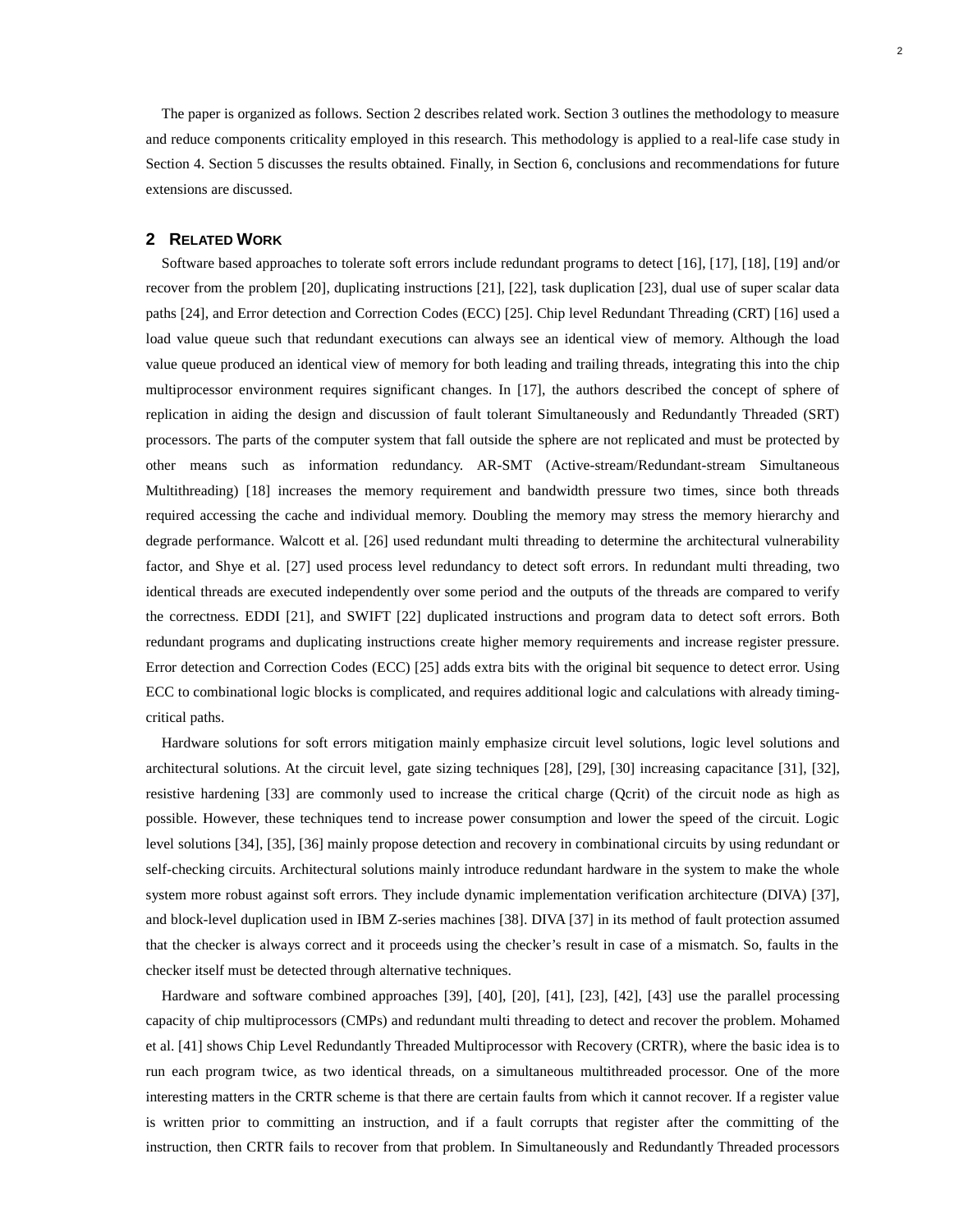The paper is organized as follows. Section 2 describes related work. Section 3 outlines the methodology to measure and reduce components criticality employed in this research. This methodology is applied to a real-life case study in Section 4. Section 5 discusses the results obtained. Finally, in Section 6, conclusions and recommendations for future extensions are discussed.

## 2 RELATED WORK

Software based approaches to tolerate soft errors include redundant programs to detect [16], [17], [18], [19] and/or recover from the problem [20], duplicating instructions [21], [22], task duplication [23], dual use of super scalar data paths [24], and Error detection and Correction Codes (ECC) [25]. Chip level Redundant Threading (CRT) [16] used a load value queue such that redundant executions can always see an identical view of memory. Although the load value queue produced an identical view of memory for both leading and trailing threads, integrating this into the chip multiprocessor environment requires significant changes. In [17], the authors described the concept of sphere of replication in aiding the design and discussion of fault tolerant Simultaneously and Redundantly Threaded (SRT) processors. The parts of the computer system that fall outside the sphere are not replicated and must be protected by other means such as information redundancy. AR-SMT (Active-stream/Redundant-stream Simultaneous Multithreading) [18] increases the memory requirement and bandwidth pressure two times, since both threads required accessing the cache and individual memory. Doubling the memory may stress the memory hierarchy and degrade performance. Walcott et al. [26] used redundant multi threading to determine the architectural vulnerability factor, and Shye et al. [27] used process level redundancy to detect soft errors. In redundant multi threading, two identical threads are executed independently over some period and the outputs of the threads are compared to verify the correctness. EDDI [21], and SWIFT [22] duplicated instructions and program data to detect soft errors. Both redundant programs and duplicating instructions create higher memory requirements and increase register pressure. Error detection and Correction Codes (ECC) [25] adds extra bits with the original bit sequence to detect error. Using ECC to combinational logic blocks is complicated, and requires additional logic and calculations with already timing-critical paths.

Hardware solutions for soft errors mitigation mainly emphasize circuit level solutions, logic level solutions and architectural solutions. At the circuit level, gate sizing techniques [28], [29], [30] increasing capacitance [31], [32], resistive hardening [33] are commonly used to increase the critical charge (Qcrit) of the circuit node as high as possible. However, these techniques tend to increase power consumption and lower the speed of the circuit. Logic level solutions [34], [35], [36] mainly propose detection and recovery in combinational circuits by using redundant or self-checking circuits. Architectural solutions mainly introduce redundant hardware in the system to make the whole system more robust against soft errors. They include dynamic implementation verification architecture (DIVA) [37], and block-level duplication used in IBM Z-series machines [38]. DIVA [37] in its method of fault protection assumed that the checker is always correct and it proceeds using the checker's result in case of a mismatch. So, faults in the checker itself must be detected through alternative techniques.

Hardware and software combined approaches [39], [40], [20], [41], [23], [42], [43] use the parallel processing capacity of chip multiprocessors (CMPs) and redundant multi threading to detect and recover the problem. Mohamed et al. [41] shows Chip Level Redundantly Threaded Multiprocessor with Recovery (CRTR), where the basic idea is to run each program twice, as two identical threads, on a simultaneous multithreaded processor. One of the more interesting matters in the CRTR scheme is that there are certain faults from which it cannot recover. If a register value is written prior to committing an instruction, and if a fault corrupts that register after the committing of the instruction, then CRTR fails to recover from that problem. In Simultaneously and Redundantly Threaded processors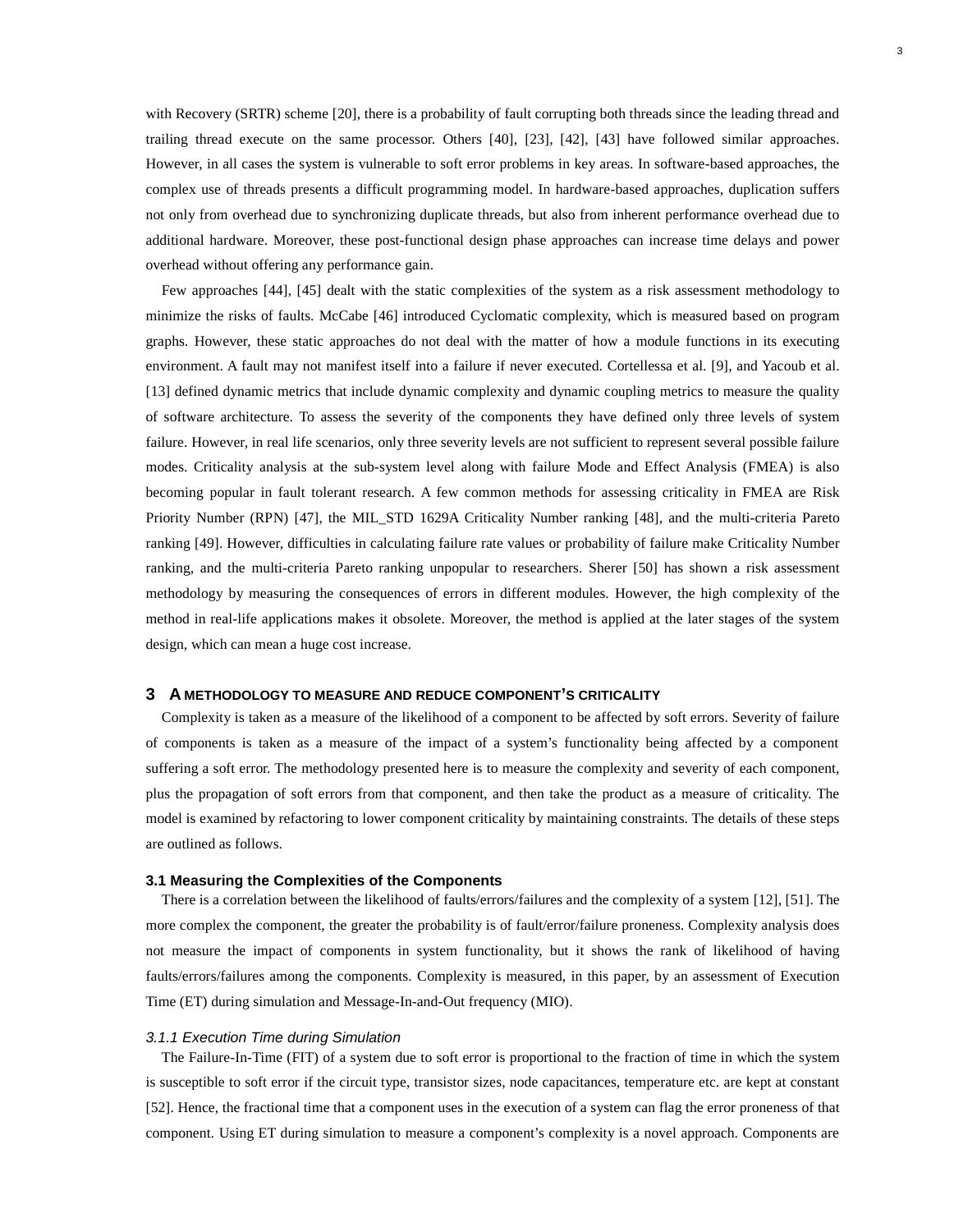with Recovery (SRTR) scheme [20], there is a probability of fault corrupting both threads since the leading thread and trailing thread execute on the same processor. Others [40], [23], [42], [43] have followed similar approaches. However, in all cases the system is vulnerable to soft error problems in key areas. In software-based approaches, the complex use of threads presents a difficult programming model. In hardware-based approaches, duplication suffers not only from overhead due to synchronizing duplicate threads, but also from inherent performance overhead due to additional hardware. Moreover, these post-functional design phase approaches can increase time delays and power overhead without offering any performance gain.

Few approaches [44], [45] dealt with the static complexities of the system as a risk assessment methodology to minimize the risks of faults. McCabe [46] introduced Cyclomatic complexity, which is measured based on program graphs. However, these static approaches do not deal with the matter of how a module functions in its executing environment. A fault may not manifest itself into a failure if never executed. Cortellessa et al. [9], and Yacoub et al. [13] defined dynamic metrics that include dynamic complexity and dynamic coupling metrics to measure the quality of software architecture. To assess the severity of the components they have defined only three levels of system failure. However, in real life scenarios, only three severity levels are not sufficient to represent several possible failure modes. Criticality analysis at the sub-system level along with failure Mode and Effect Analysis (FMEA) is also becoming popular in fault tolerant research. A few common methods for assessing criticality in FMEA are Risk Priority Number (RPN) [47], the MIL_STD 1629A Criticality Number ranking [48], and the multi-criteria Pareto ranking [49]. However, difficulties in calculating failure rate values or probability of failure make Criticality Number ranking, and the multi-criteria Pareto ranking unpopular to researchers. Sherer [50] has shown a risk assessment methodology by measuring the consequences of errors in different modules. However, the high complexity of the method in real-life applications makes it obsolete. Moreover, the method is applied at the later stages of the system design, which can mean a huge cost increase.

## 3 A METHODOLOGY TO MEASURE AND REDUCE COMPONENT'S CRITICALITY

Complexity is taken as a measure of the likelihood of a component to be affected by soft errors. Severity of failure of components is taken as a measure of the impact of a system's functionality being affected by a component suffering a soft error. The methodology presented here is to measure the complexity and severity of each component, plus the propagation of soft errors from that component, and then take the product as a measure of criticality. The model is examined by refactoring to lower component criticality by maintaining constraints. The details of these steps are outlined as follows.

### 3.1 Measuring the Complexities of the Components

There is a correlation between the likelihood of faults/errors/failures and the complexity of a system [12], [51]. The more complex the component, the greater the probability is of fault/error/failure proneness. Complexity analysis does not measure the impact of components in system functionality, but it shows the rank of likelihood of having faults/errors/failures among the components. Complexity is measured, in this paper, by an assessment of Execution Time (ET) during simulation and Message-In-and-Out frequency (MIO).

#### *3.1.1 Execution Time during Simulation*

The Failure-In-Time (FIT) of a system due to soft error is proportional to the fraction of time in which the system is susceptible to soft error if the circuit type, transistor sizes, node capacitances, temperature etc. are kept at constant [52]. Hence, the fractional time that a component uses in the execution of a system can flag the error proneness of that component. Using ET during simulation to measure a component's complexity is a novel approach. Components are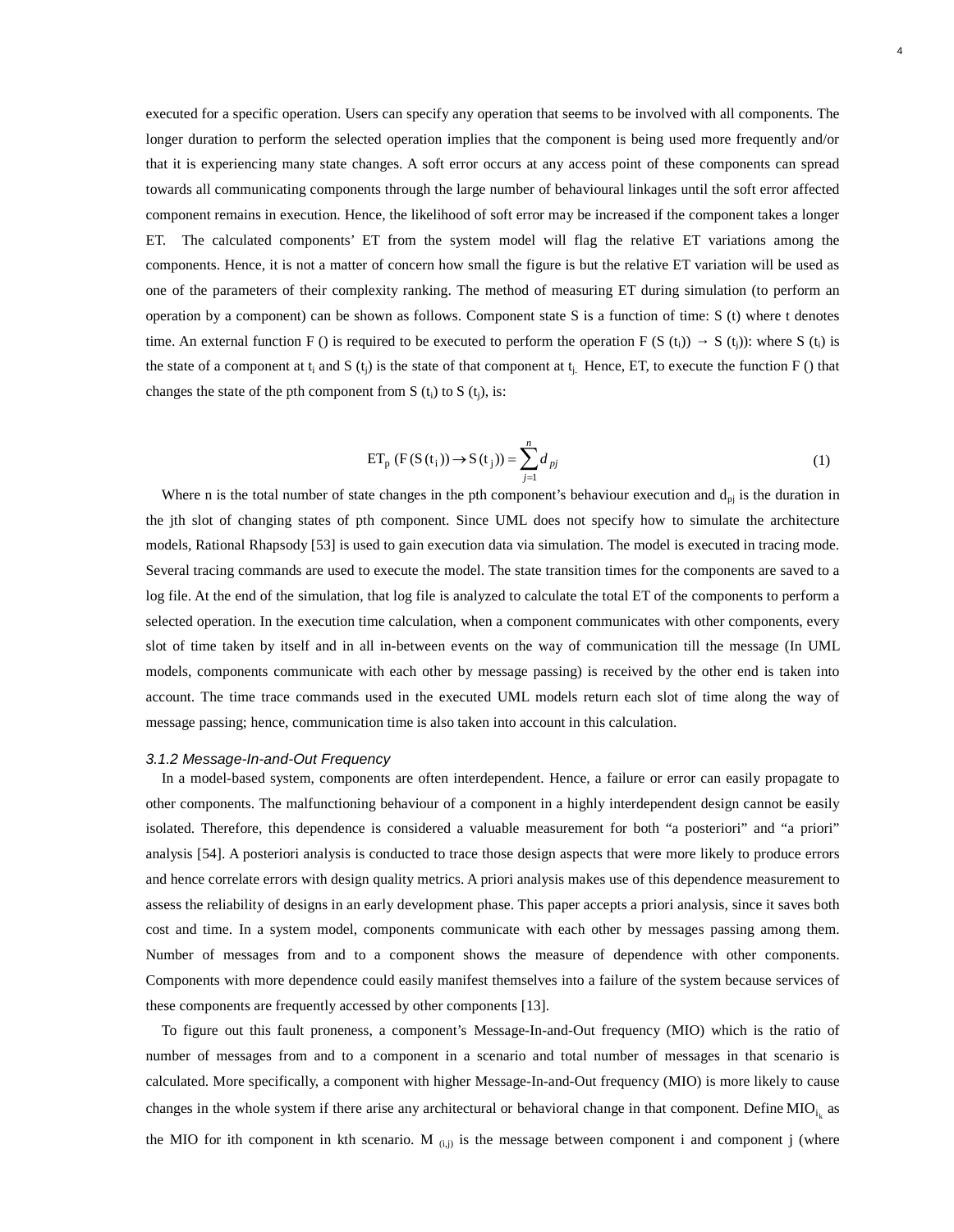executed for a specific operation. Users can specify any operation that seems to be involved with all components. The longer duration to perform the selected operation implies that the component is being used more frequently and/or that it is experiencing many state changes. A soft error occurs at any access point of these components can spread towards all communicating components through the large number of behavioural linkages until the soft error affected component remains in execution. Hence, the likelihood of soft error may be increased if the component takes a longer ET. The calculated components' ET from the system model will flag the relative ET variations among the components. Hence, it is not a matter of concern how small the figure is but the relative ET variation will be used as one of the parameters of their complexity ranking. The method of measuring ET during simulation (to perform an operation by a component) can be shown as follows. Component state S is a function of time: S (t) where t denotes time. An external function F () is required to be executed to perform the operation $F(S(t_i)) \rightarrow S(t_j)$): where $S(t_i)$ is the state of a component at $t_i$ and $S(t_j)$ is the state of that component at $t_j$. Hence, ET, to execute the function F () that changes the state of the pth component from $S(t_i)$ to $S(t_j)$, is:

$$\mathrm{ET_p}\ (\mathrm{F}(\mathrm{S}(\mathrm{t_i})) \rightarrow \mathrm{S}(\mathrm{t_j})) = \sum_{j=1}^{n} d_{pj} \tag{1}$$

Where n is the total number of state changes in the pth component's behaviour execution and $d_{pj}$ is the duration in the jth slot of changing states of pth component. Since UML does not specify how to simulate the architecture models, Rational Rhapsody [53] is used to gain execution data via simulation. The model is executed in tracing mode. Several tracing commands are used to execute the model. The state transition times for the components are saved to a log file. At the end of the simulation, that log file is analyzed to calculate the total ET of the components to perform a selected operation. In the execution time calculation, when a component communicates with other components, every slot of time taken by itself and in all in-between events on the way of communication till the message (In UML models, components communicate with each other by message passing) is received by the other end is taken into account. The time trace commands used in the executed UML models return each slot of time along the way of message passing; hence, communication time is also taken into account in this calculation.

### *3.1.2 Message-In-and-Out Frequency*

In a model-based system, components are often interdependent. Hence, a failure or error can easily propagate to other components. The malfunctioning behaviour of a component in a highly interdependent design cannot be easily isolated. Therefore, this dependence is considered a valuable measurement for both "a posteriori" and "a priori" analysis [54]. A posteriori analysis is conducted to trace those design aspects that were more likely to produce errors and hence correlate errors with design quality metrics. A priori analysis makes use of this dependence measurement to assess the reliability of designs in an early development phase. This paper accepts a priori analysis, since it saves both cost and time. In a system model, components communicate with each other by messages passing among them. Number of messages from and to a component shows the measure of dependence with other components. Components with more dependence could easily manifest themselves into a failure of the system because services of these components are frequently accessed by other components [13].

To figure out this fault proneness, a component's Message-In-and-Out frequency (MIO) which is the ratio of number of messages from and to a component in a scenario and total number of messages in that scenario is calculated. More specifically, a component with higher Message-In-and-Out frequency (MIO) is more likely to cause changes in the whole system if there arise any architectural or behavioral change in that component. Define $\mathrm{MIO}_{i_k}$ as the MIO for ith component in kth scenario. $M_{(i,j)}$ is the message between component i and component j (where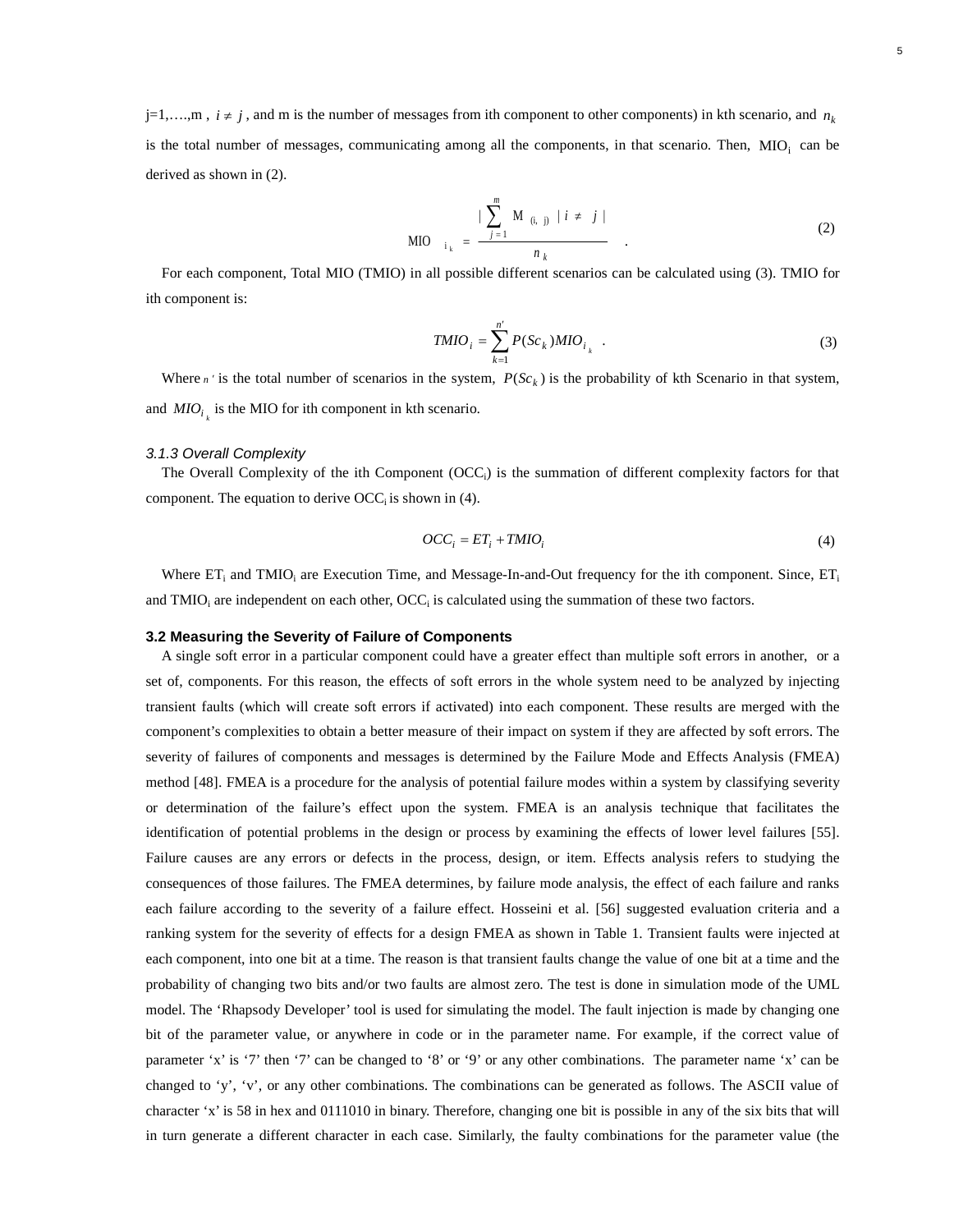j=1,….,m , $i \neq j$ , and m is the number of messages from ith component to other components) in kth scenario, and $n_k$ is the total number of messages, communicating among all the components, in that scenario. Then, $\mathrm{MIO}_i$ can be derived as shown in (2).

$$\mathrm{MIO}_{i_k} = \frac{\left| \sum_{j=1}^{m} \mathrm{M}_{(i,\ j)} \mid i \neq j \right|}{n_k} \quad . \tag{2}$$

For each component, Total MIO (TMIO) in all possible different scenarios can be calculated using (3). TMIO for ith component is:

$$TMIO_i = \sum_{k=1}^{n'} P(Sc_k) MIO_{i_k} \quad . \tag{3}$$

Where $n'$ is the total number of scenarios in the system, $P(Sc_k)$ is the probability of kth Scenario in that system, and $MIO_{i_k}$ is the MIO for ith component in kth scenario.

#### *3.1.3 Overall Complexity*

The Overall Complexity of the ith Component ($OCC_i$) is the summation of different complexity factors for that component. The equation to derive $OCC_i$ is shown in (4).

$$OCC_i = ET_i + TMIO_i \tag{4}$$

Where $ET_i$ and $TMIO_i$ are Execution Time, and Message-In-and-Out frequency for the ith component. Since, $ET_i$ and $TMIO_i$ are independent on each other, $OCC_i$ is calculated using the summation of these two factors.

### 3.2 Measuring the Severity of Failure of Components

A single soft error in a particular component could have a greater effect than multiple soft errors in another, or a set of, components. For this reason, the effects of soft errors in the whole system need to be analyzed by injecting transient faults (which will create soft errors if activated) into each component. These results are merged with the component's complexities to obtain a better measure of their impact on system if they are affected by soft errors. The severity of failures of components and messages is determined by the Failure Mode and Effects Analysis (FMEA) method [48]. FMEA is a procedure for the analysis of potential failure modes within a system by classifying severity or determination of the failure's effect upon the system. FMEA is an analysis technique that facilitates the identification of potential problems in the design or process by examining the effects of lower level failures [55]. Failure causes are any errors or defects in the process, design, or item. Effects analysis refers to studying the consequences of those failures. The FMEA determines, by failure mode analysis, the effect of each failure and ranks each failure according to the severity of a failure effect. Hosseini et al. [56] suggested evaluation criteria and a ranking system for the severity of effects for a design FMEA as shown in Table 1. Transient faults were injected at each component, into one bit at a time. The reason is that transient faults change the value of one bit at a time and the probability of changing two bits and/or two faults are almost zero. The test is done in simulation mode of the UML model. The 'Rhapsody Developer' tool is used for simulating the model. The fault injection is made by changing one bit of the parameter value, or anywhere in code or in the parameter name. For example, if the correct value of parameter 'x' is '7' then '7' can be changed to '8' or '9' or any other combinations. The parameter name 'x' can be changed to 'y', 'v', or any other combinations. The combinations can be generated as follows. The ASCII value of character 'x' is 58 in hex and 0111010 in binary. Therefore, changing one bit is possible in any of the six bits that will in turn generate a different character in each case. Similarly, the faulty combinations for the parameter value (the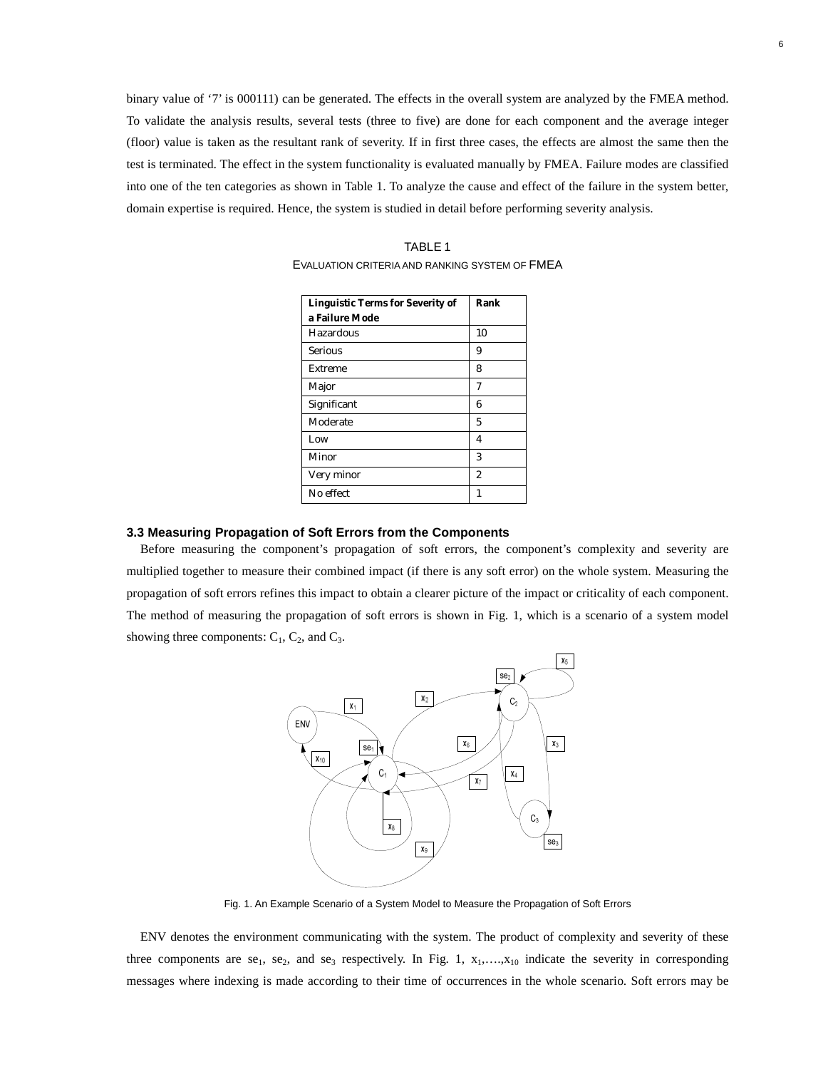binary value of '7' is 000111) can be generated. The effects in the overall system are analyzed by the FMEA method. To validate the analysis results, several tests (three to five) are done for each component and the average integer (floor) value is taken as the resultant rank of severity. If in first three cases, the effects are almost the same then the test is terminated. The effect in the system functionality is evaluated manually by FMEA. Failure modes are classified into one of the ten categories as shown in Table 1. To analyze the cause and effect of the failure in the system better, domain expertise is required. Hence, the system is studied in detail before performing severity analysis.

TABLE 1
EVALUATION CRITERIA AND RANKING SYSTEM OF FMEA

| Linguistic Terms for Severity of a Failure Mode | Rank |
|---|---|
| Hazardous | 10 |
| Serious | 9 |
| Extreme | 8 |
| Major | 7 |
| Significant | 6 |
| Moderate | 5 |
| Low | 4 |
| Minor | 3 |
| Very minor | 2 |
| No effect | 1 |

### 3.3 Measuring Propagation of Soft Errors from the Components

Before measuring the component's propagation of soft errors, the component's complexity and severity are multiplied together to measure their combined impact (if there is any soft error) on the whole system. Measuring the propagation of soft errors refines this impact to obtain a clearer picture of the impact or criticality of each component. The method of measuring the propagation of soft errors is shown in Fig. 1, which is a scenario of a system model showing three components: $C_1$, $C_2$, and $C_3$.

Fig. 1. An Example Scenario of a System Model to Measure the Propagation of Soft Errors

ENV denotes the environment communicating with the system. The product of complexity and severity of these three components are $se_1$, $se_2$, and $se_3$ respectively. In Fig. 1, $x_1,\ldots,x_{10}$ indicate the severity in corresponding messages where indexing is made according to their time of occurrences in the whole scenario. Soft errors may be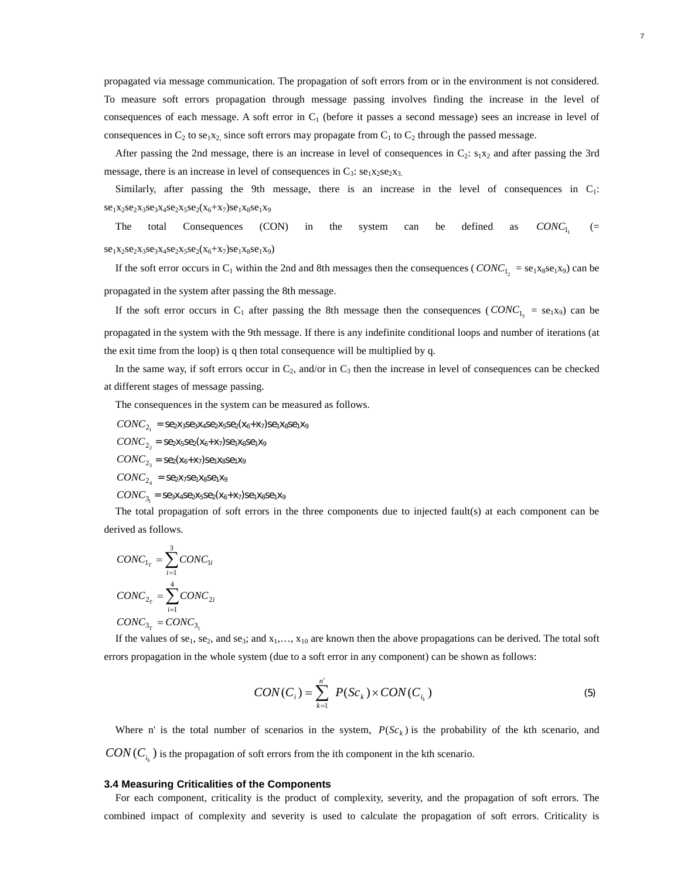propagated via message communication. The propagation of soft errors from or in the environment is not considered. To measure soft errors propagation through message passing involves finding the increase in the level of consequences of each message. A soft error in $C_1$ (before it passes a second message) sees an increase in level of consequences in $C_2$ to $se_1x_2$, since soft errors may propagate from $C_1$ to $C_2$ through the passed message.

After passing the 2nd message, there is an increase in level of consequences in $C_2$: $s_1x_2$ and after passing the 3rd message, there is an increase in level of consequences in $C_3$: $se_1x_2se_2x_3$.

Similarly, after passing the 9th message, there is an increase in the level of consequences in $C_1$: $se_1x_2se_2x_3se_3x_4se_2x_5se_2(x_6+x_7)se_1x_8se_1x_9$

The total Consequences (CON) in the system can be defined as $CONC_{1_1}$ (= $se_1x_2se_2x_3se_3x_4se_2x_5se_2(x_6+x_7)se_1x_8se_1x_9$)

If the soft error occurs in $C_1$ within the 2nd and 8th messages then the consequences ($CONC_{1_2}$ = $se_1x_8se_1x_9$) can be propagated in the system after passing the 8th message.

If the soft error occurs in $C_1$ after passing the 8th message then the consequences ($CONC_{1_3}$ = $se_1x_9$) can be propagated in the system with the 9th message. If there is any indefinite conditional loops and number of iterations (at the exit time from the loop) is q then total consequence will be multiplied by q.

In the same way, if soft errors occur in $C_2$, and/or in $C_3$ then the increase in level of consequences can be checked at different stages of message passing.

The consequences in the system can be measured as follows.

$CONC_{2_1} = se_2x_3se_3x_4se_2x_5se_2(x_6+x_7)se_1x_8se_1x_9$

$CONC_{2_2} = se_2x_5se_2(x_6+x_7)se_1x_8se_1x_9$

$CONC_{2_3} = se_2(x_6+x_7)se_1x_8se_1x_9$

$CONC_{2_4} = se_2x_7se_1x_8se_1x_9$

$CONC_{3_1} = se_3x_4se_2x_5se_2(x_6+x_7)se_1x_8se_1x_9$

The total propagation of soft errors in the three components due to injected fault(s) at each component can be derived as follows.

$$CONC_{1_T} = \sum_{i=1}^{3} CONC_{1i}$$

$$CONC_{2_T} = \sum_{i=1}^{4} CONC_{2i}$$

$$CONC_{3_T} = CONC_{3_1}$$

If the values of $se_1$, $se_2$, and $se_3$; and $x_1, \ldots, x_{10}$ are known then the above propagations can be derived. The total soft errors propagation in the whole system (due to a soft error in any component) can be shown as follows:

$$CON(C_i) = \sum_{k=1}^{n'} P(Sc_k) \times CON(C_{i_k}) \tag{5}$$

Where n' is the total number of scenarios in the system, $P(Sc_k)$ is the probability of the kth scenario, and $CON(C_{i_k})$ is the propagation of soft errors from the ith component in the kth scenario.

### 3.4 Measuring Criticalities of the Components

For each component, criticality is the product of complexity, severity, and the propagation of soft errors. The combined impact of complexity and severity is used to calculate the propagation of soft errors. Criticality is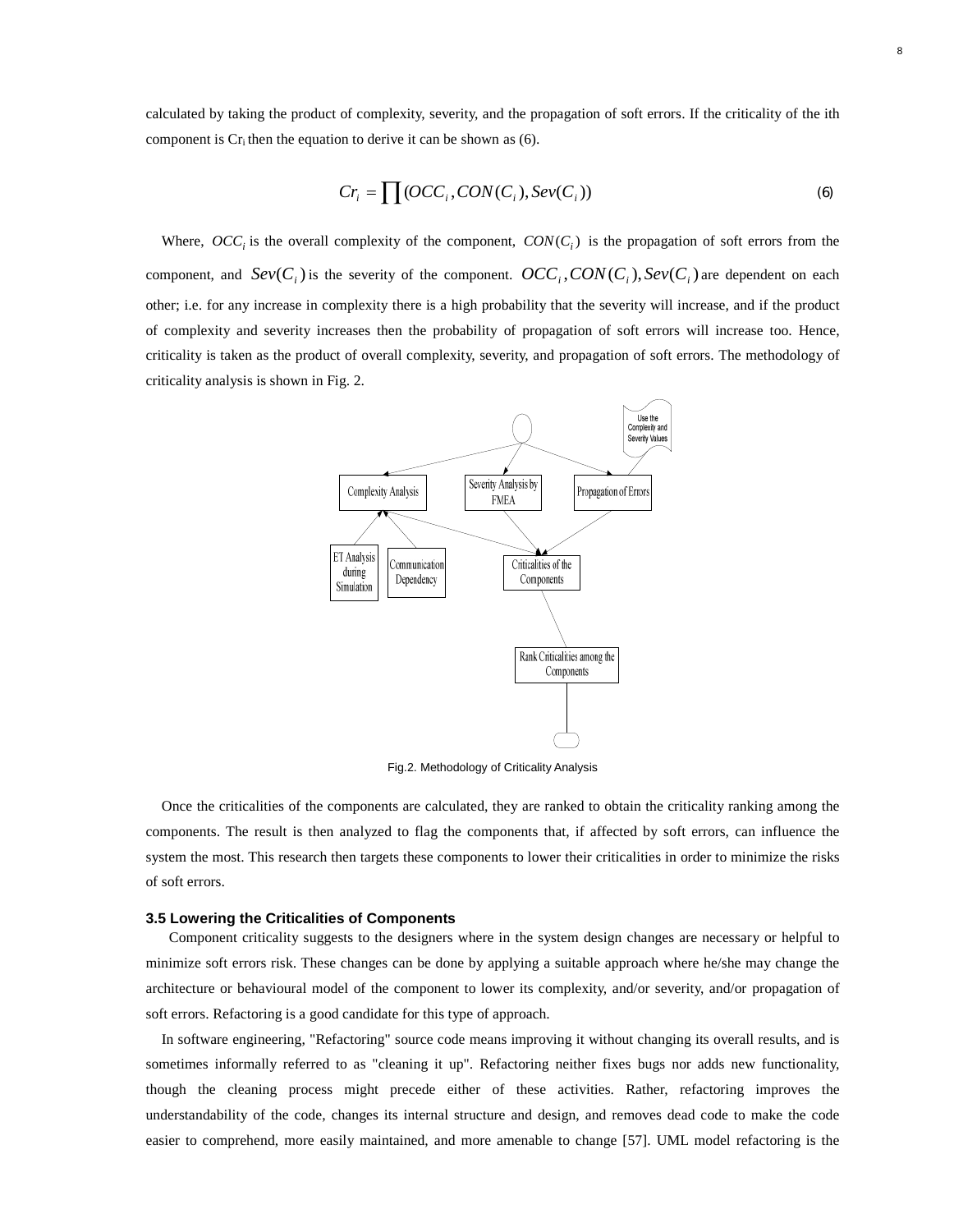calculated by taking the product of complexity, severity, and the propagation of soft errors. If the criticality of the ith component is $Cr_i$ then the equation to derive it can be shown as (6).

$$Cr_i = \prod (OCC_i, CON(C_i), Sev(C_i)) \tag{6}$$

Where, $OCC_i$ is the overall complexity of the component, $CON(C_i)$ is the propagation of soft errors from the component, and $Sev(C_i)$ is the severity of the component. $OCC_i, CON(C_i), Sev(C_i)$ are dependent on each other; i.e. for any increase in complexity there is a high probability that the severity will increase, and if the product of complexity and severity increases then the probability of propagation of soft errors will increase too. Hence, criticality is taken as the product of overall complexity, severity, and propagation of soft errors. The methodology of criticality analysis is shown in Fig. 2.

Fig.2. Methodology of Criticality Analysis

Once the criticalities of the components are calculated, they are ranked to obtain the criticality ranking among the components. The result is then analyzed to flag the components that, if affected by soft errors, can influence the system the most. This research then targets these components to lower their criticalities in order to minimize the risks of soft errors.

### 3.5 Lowering the Criticalities of Components

Component criticality suggests to the designers where in the system design changes are necessary or helpful to minimize soft errors risk. These changes can be done by applying a suitable approach where he/she may change the architecture or behavioural model of the component to lower its complexity, and/or severity, and/or propagation of soft errors. Refactoring is a good candidate for this type of approach.

In software engineering, "Refactoring" source code means improving it without changing its overall results, and is sometimes informally referred to as "cleaning it up". Refactoring neither fixes bugs nor adds new functionality, though the cleaning process might precede either of these activities. Rather, refactoring improves the understandability of the code, changes its internal structure and design, and removes dead code to make the code easier to comprehend, more easily maintained, and more amenable to change [57]. UML model refactoring is the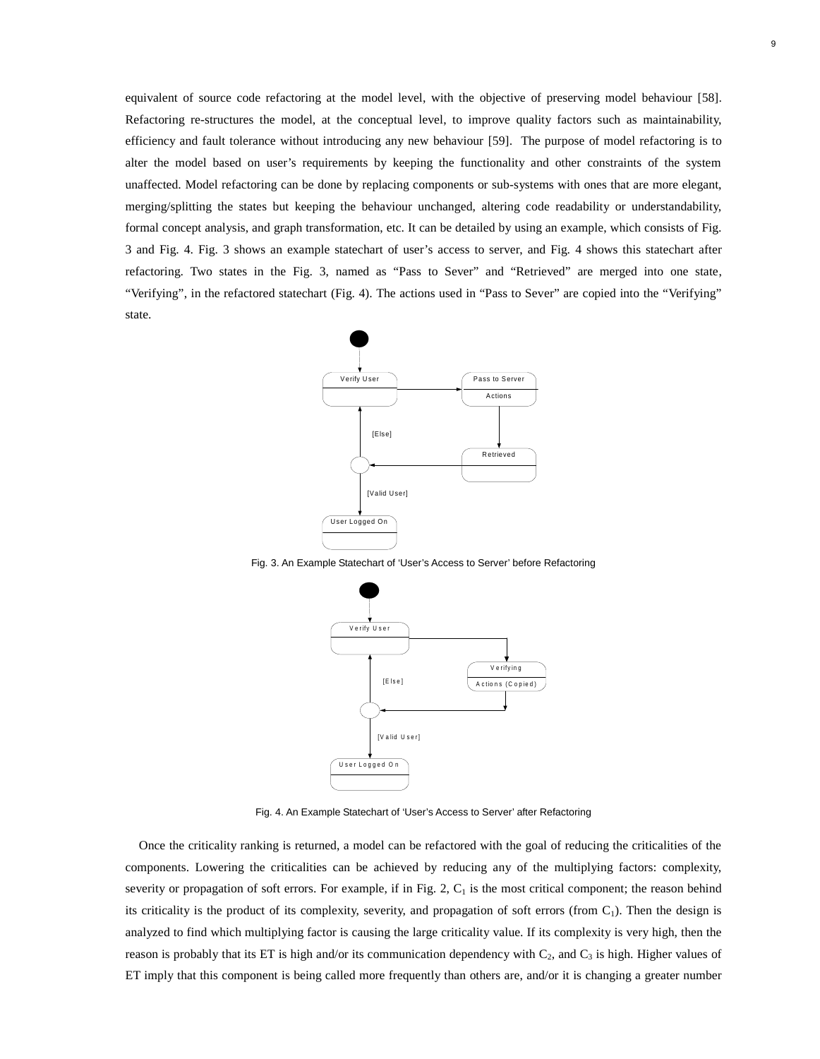equivalent of source code refactoring at the model level, with the objective of preserving model behaviour [58]. Refactoring re-structures the model, at the conceptual level, to improve quality factors such as maintainability, efficiency and fault tolerance without introducing any new behaviour [59]. The purpose of model refactoring is to alter the model based on user's requirements by keeping the functionality and other constraints of the system unaffected. Model refactoring can be done by replacing components or sub-systems with ones that are more elegant, merging/splitting the states but keeping the behaviour unchanged, altering code readability or understandability, formal concept analysis, and graph transformation, etc. It can be detailed by using an example, which consists of Fig. 3 and Fig. 4. Fig. 3 shows an example statechart of user's access to server, and Fig. 4 shows this statechart after refactoring. Two states in the Fig. 3, named as "Pass to Sever" and "Retrieved" are merged into one state, "Verifying", in the refactored statechart (Fig. 4). The actions used in "Pass to Sever" are copied into the "Verifying" state.

Fig. 3. An Example Statechart of 'User's Access to Server' before Refactoring

Fig. 4. An Example Statechart of 'User's Access to Server' after Refactoring

Once the criticality ranking is returned, a model can be refactored with the goal of reducing the criticalities of the components. Lowering the criticalities can be achieved by reducing any of the multiplying factors: complexity, severity or propagation of soft errors. For example, if in Fig. 2, $C_1$ is the most critical component; the reason behind its criticality is the product of its complexity, severity, and propagation of soft errors (from $C_1$). Then the design is analyzed to find which multiplying factor is causing the large criticality value. If its complexity is very high, then the reason is probably that its ET is high and/or its communication dependency with $C_2$, and $C_3$ is high. Higher values of ET imply that this component is being called more frequently than others are, and/or it is changing a greater number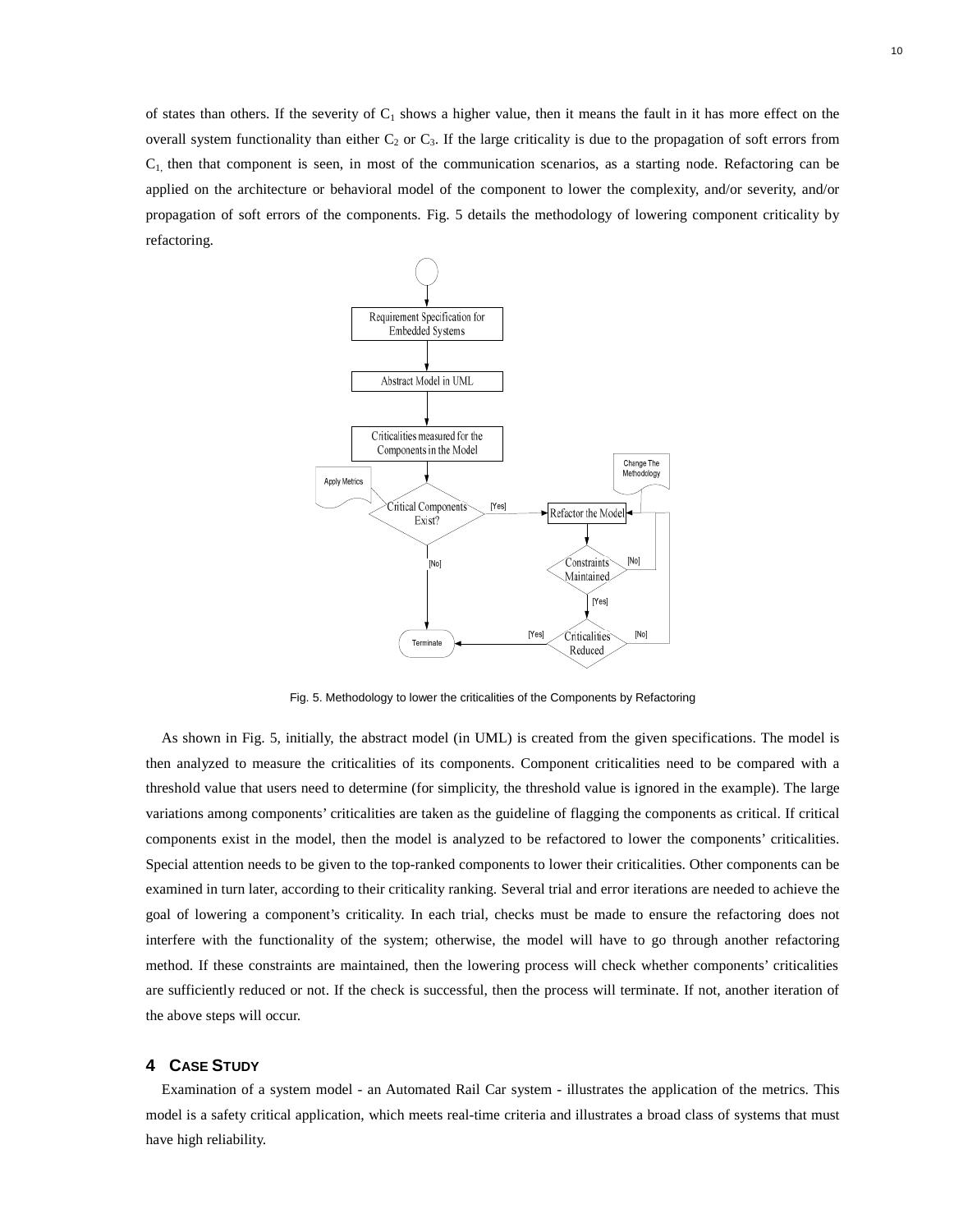of states than others. If the severity of $C_1$ shows a higher value, then it means the fault in it has more effect on the overall system functionality than either $C_2$ or $C_3$. If the large criticality is due to the propagation of soft errors from $C_1$, then that component is seen, in most of the communication scenarios, as a starting node. Refactoring can be applied on the architecture or behavioral model of the component to lower the complexity, and/or severity, and/or propagation of soft errors of the components. Fig. 5 details the methodology of lowering component criticality by refactoring.

Fig. 5. Methodology to lower the criticalities of the Components by Refactoring

As shown in Fig. 5, initially, the abstract model (in UML) is created from the given specifications. The model is then analyzed to measure the criticalities of its components. Component criticalities need to be compared with a threshold value that users need to determine (for simplicity, the threshold value is ignored in the example). The large variations among components' criticalities are taken as the guideline of flagging the components as critical. If critical components exist in the model, then the model is analyzed to be refactored to lower the components' criticalities. Special attention needs to be given to the top-ranked components to lower their criticalities. Other components can be examined in turn later, according to their criticality ranking. Several trial and error iterations are needed to achieve the goal of lowering a component's criticality. In each trial, checks must be made to ensure the refactoring does not interfere with the functionality of the system; otherwise, the model will have to go through another refactoring method. If these constraints are maintained, then the lowering process will check whether components' criticalities are sufficiently reduced or not. If the check is successful, then the process will terminate. If not, another iteration of the above steps will occur.

## 4 CASE STUDY

Examination of a system model - an Automated Rail Car system - illustrates the application of the metrics. This model is a safety critical application, which meets real-time criteria and illustrates a broad class of systems that must have high reliability.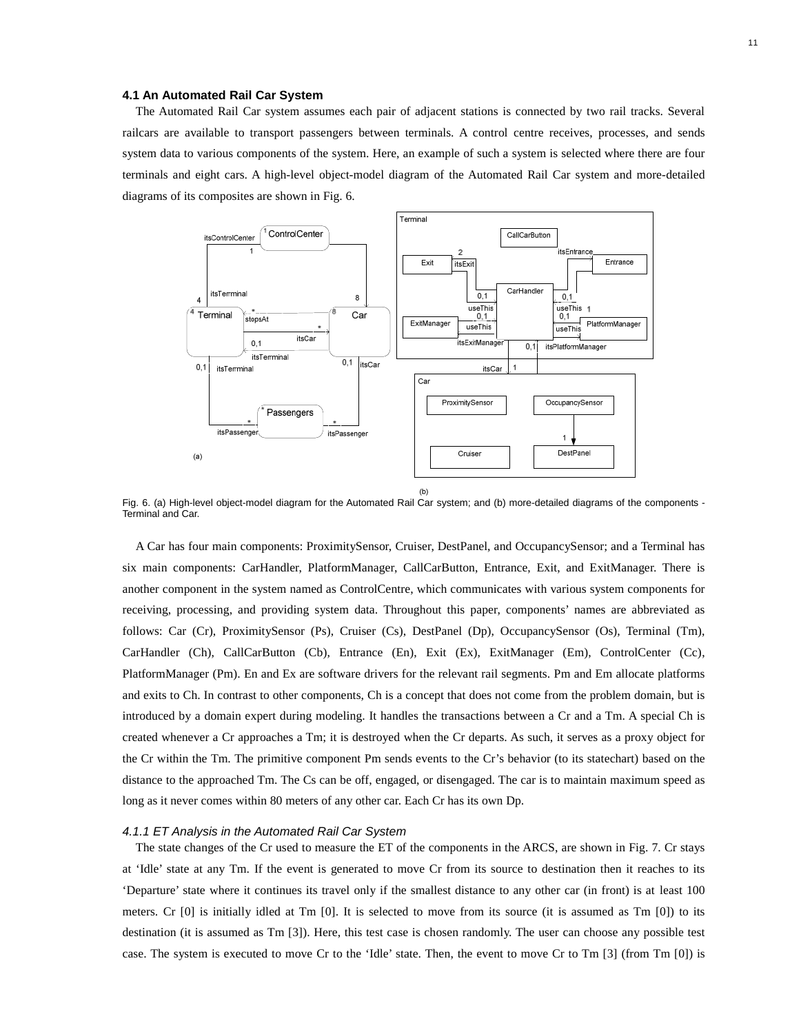### 4.1 An Automated Rail Car System

The Automated Rail Car system assumes each pair of adjacent stations is connected by two rail tracks. Several railcars are available to transport passengers between terminals. A control centre receives, processes, and sends system data to various components of the system. Here, an example of such a system is selected where there are four terminals and eight cars. A high-level object-model diagram of the Automated Rail Car system and more-detailed diagrams of its composites are shown in Fig. 6.

Fig. 6. (a) High-level object-model diagram for the Automated Rail Car system; and (b) more-detailed diagrams of the components - Terminal and Car.

A Car has four main components: ProximitySensor, Cruiser, DestPanel, and OccupancySensor; and a Terminal has six main components: CarHandler, PlatformManager, CallCarButton, Entrance, Exit, and ExitManager. There is another component in the system named as ControlCentre, which communicates with various system components for receiving, processing, and providing system data. Throughout this paper, components' names are abbreviated as follows: Car (Cr), ProximitySensor (Ps), Cruiser (Cs), DestPanel (Dp), OccupancySensor (Os), Terminal (Tm), CarHandler (Ch), CallCarButton (Cb), Entrance (En), Exit (Ex), ExitManager (Em), ControlCenter (Cc), PlatformManager (Pm). En and Ex are software drivers for the relevant rail segments. Pm and Em allocate platforms and exits to Ch. In contrast to other components, Ch is a concept that does not come from the problem domain, but is introduced by a domain expert during modeling. It handles the transactions between a Cr and a Tm. A special Ch is created whenever a Cr approaches a Tm; it is destroyed when the Cr departs. As such, it serves as a proxy object for the Cr within the Tm. The primitive component Pm sends events to the Cr's behavior (to its statechart) based on the distance to the approached Tm. The Cs can be off, engaged, or disengaged. The car is to maintain maximum speed as long as it never comes within 80 meters of any other car. Each Cr has its own Dp.

#### *4.1.1 ET Analysis in the Automated Rail Car System*

The state changes of the Cr used to measure the ET of the components in the ARCS, are shown in Fig. 7. Cr stays at 'Idle' state at any Tm. If the event is generated to move Cr from its source to destination then it reaches to its 'Departure' state where it continues its travel only if the smallest distance to any other car (in front) is at least 100 meters. Cr [0] is initially idled at Tm [0]. It is selected to move from its source (it is assumed as Tm [0]) to its destination (it is assumed as Tm [3]). Here, this test case is chosen randomly. The user can choose any possible test case. The system is executed to move Cr to the 'Idle' state. Then, the event to move Cr to Tm [3] (from Tm [0]) is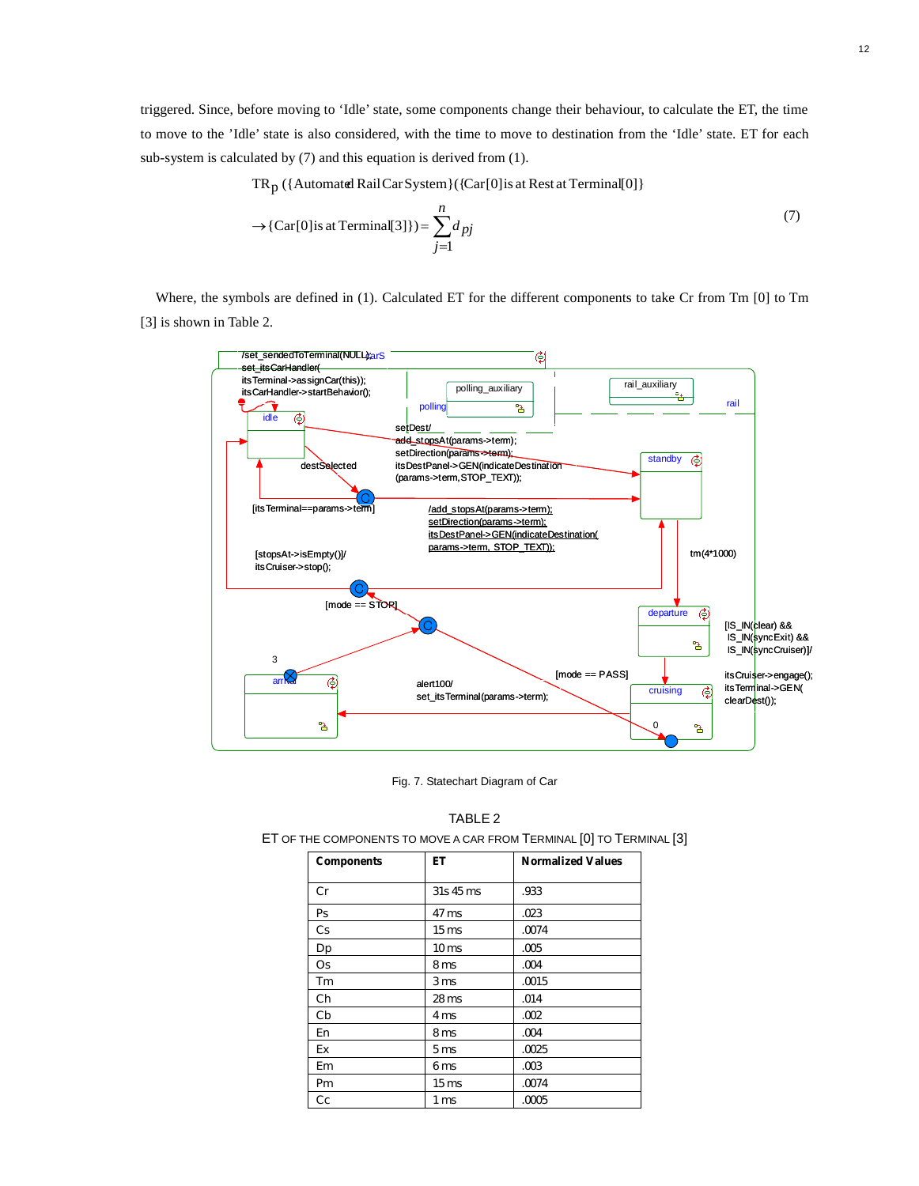triggered. Since, before moving to 'Idle' state, some components change their behaviour, to calculate the ET, the time to move to the 'Idle' state is also considered, with the time to move to destination from the 'Idle' state. ET for each sub-system is calculated by (7) and this equation is derived from (1).

$$TR_p(\{\text{Automated Rail Car System}\}(\{\text{Car[0] is at Rest at Terminal[0]}\} \rightarrow \{\text{Car[0] is at Terminal[3]}\}) = \sum_{j=1}^{n} d_{pj} \quad (7)$$

Where, the symbols are defined in (1). Calculated ET for the different components to take Cr from Tm [0] to Tm [3] is shown in Table 2.

Fig. 7. Statechart Diagram of Car

TABLE 2
ET OF THE COMPONENTS TO MOVE A CAR FROM TERMINAL [0] TO TERMINAL [3]

| Components | ET | Normalized Values |
|---|---|---|
| Cr | 31s 45 ms | .933 |
| Ps | 47 ms | .023 |
| Cs | 15 ms | .0074 |
| Dp | 10 ms | .005 |
| Os | 8 ms | .004 |
| Tm | 3 ms | .0015 |
| Ch | 28 ms | .014 |
| Cb | 4 ms | .002 |
| En | 8 ms | .004 |
| Ex | 5 ms | .0025 |
| Em | 6 ms | .003 |
| Pm | 15 ms | .0074 |
| Cc | 1 ms | .0005 |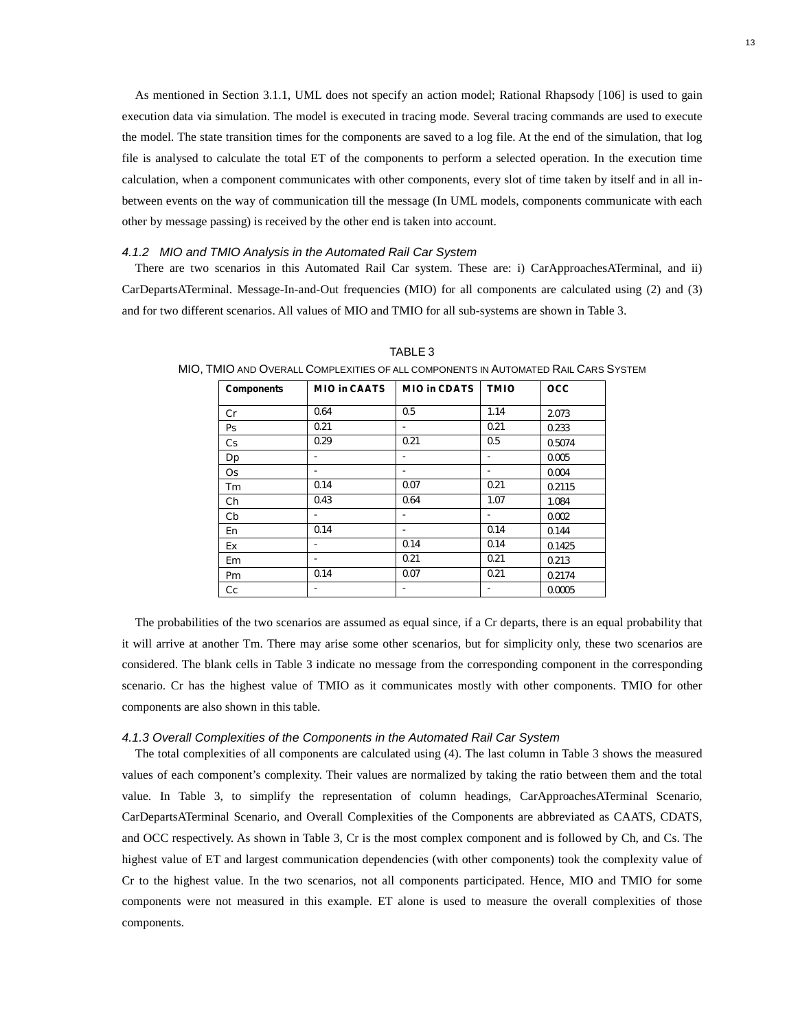As mentioned in Section 3.1.1, UML does not specify an action model; Rational Rhapsody [106] is used to gain execution data via simulation. The model is executed in tracing mode. Several tracing commands are used to execute the model. The state transition times for the components are saved to a log file. At the end of the simulation, that log file is analysed to calculate the total ET of the components to perform a selected operation. In the execution time calculation, when a component communicates with other components, every slot of time taken by itself and in all in-between events on the way of communication till the message (In UML models, components communicate with each other by message passing) is received by the other end is taken into account.

### *4.1.2 MIO and TMIO Analysis in the Automated Rail Car System*

There are two scenarios in this Automated Rail Car system. These are: i) CarApproachesATerminal, and ii) CarDepartsATerminal. Message-In-and-Out frequencies (MIO) for all components are calculated using (2) and (3) and for two different scenarios. All values of MIO and TMIO for all sub-systems are shown in Table 3.

TABLE 3

MIO, TMIO AND OVERALL COMPLEXITIES OF ALL COMPONENTS IN AUTOMATED RAIL CARS SYSTEM

| Components | MIO in CAATS | MIO in CDATS | TMIO | OCC |
|---|---|---|---|---|
| Cr | 0.64 | 0.5 | 1.14 | 2.073 |
| Ps | 0.21 | - | 0.21 | 0.233 |
| Cs | 0.29 | 0.21 | 0.5 | 0.5074 |
| Dp | - | - | - | 0.005 |
| Os | - | - | - | 0.004 |
| Tm | 0.14 | 0.07 | 0.21 | 0.2115 |
| Ch | 0.43 | 0.64 | 1.07 | 1.084 |
| Cb | - | - | - | 0.002 |
| En | 0.14 | - | 0.14 | 0.144 |
| Ex | - | 0.14 | 0.14 | 0.1425 |
| Em | - | 0.21 | 0.21 | 0.213 |
| Pm | 0.14 | 0.07 | 0.21 | 0.2174 |
| Cc | - | - | - | 0.0005 |

The probabilities of the two scenarios are assumed as equal since, if a Cr departs, there is an equal probability that it will arrive at another Tm. There may arise some other scenarios, but for simplicity only, these two scenarios are considered. The blank cells in Table 3 indicate no message from the corresponding component in the corresponding scenario. Cr has the highest value of TMIO as it communicates mostly with other components. TMIO for other components are also shown in this table.

### *4.1.3 Overall Complexities of the Components in the Automated Rail Car System*

The total complexities of all components are calculated using (4). The last column in Table 3 shows the measured values of each component's complexity. Their values are normalized by taking the ratio between them and the total value. In Table 3, to simplify the representation of column headings, CarApproachesATerminal Scenario, CarDepartsATerminal Scenario, and Overall Complexities of the Components are abbreviated as CAATS, CDATS, and OCC respectively. As shown in Table 3, Cr is the most complex component and is followed by Ch, and Cs. The highest value of ET and largest communication dependencies (with other components) took the complexity value of Cr to the highest value. In the two scenarios, not all components participated. Hence, MIO and TMIO for some components were not measured in this example. ET alone is used to measure the overall complexities of those components.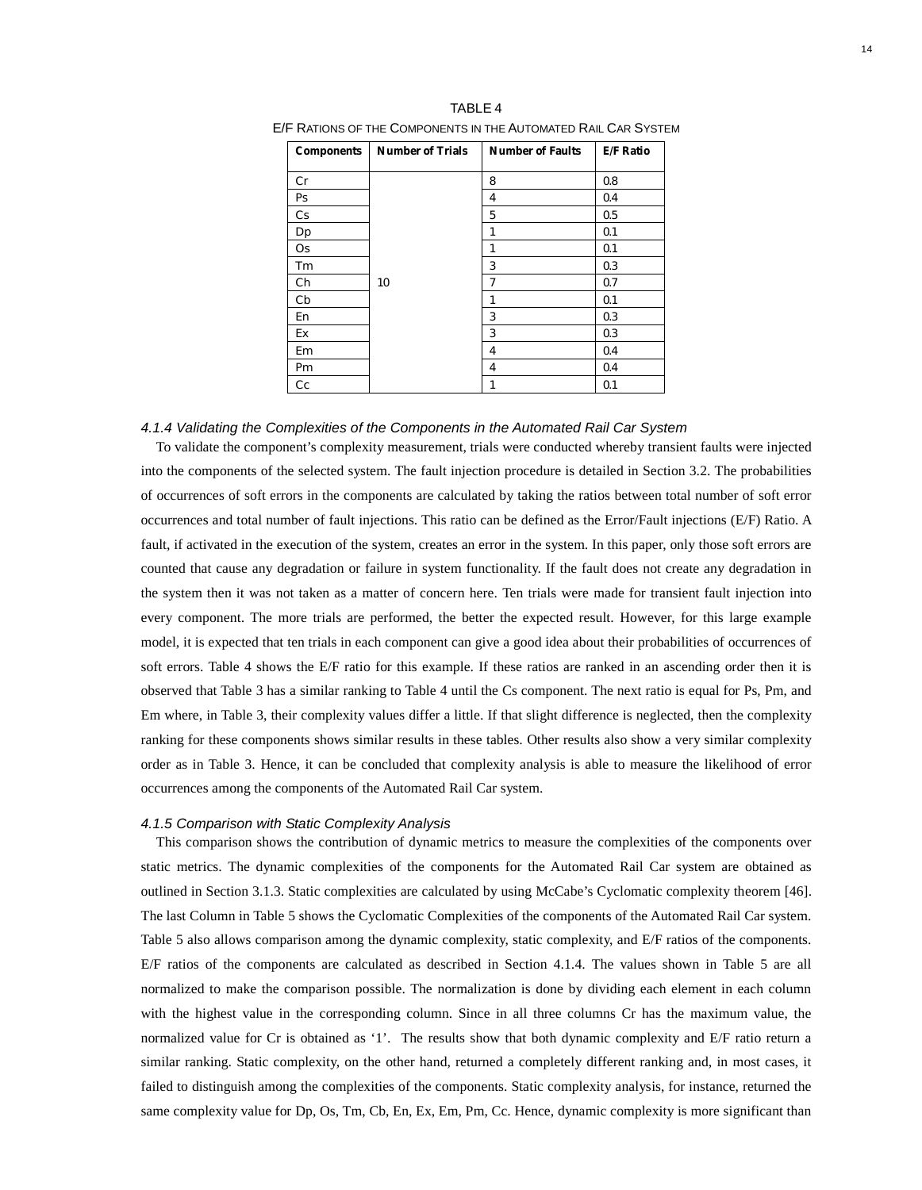TABLE 4

E/F RATIONS OF THE COMPONENTS IN THE AUTOMATED RAIL CAR SYSTEM

| Components | Number of Trials | Number of Faults | E/F Ratio |
|---|---|---|---|
| Cr | 10 | 8 | 0.8 |
| Ps | | 4 | 0.4 |
| Cs | | 5 | 0.5 |
| Dp | | 1 | 0.1 |
| Os | | 1 | 0.1 |
| Tm | | 3 | 0.3 |
| Ch | | 7 | 0.7 |
| Cb | | 1 | 0.1 |
| En | | 3 | 0.3 |
| Ex | | 3 | 0.3 |
| Em | | 4 | 0.4 |
| Pm | | 4 | 0.4 |
| Cc | | 1 | 0.1 |

#### *4.1.4 Validating the Complexities of the Components in the Automated Rail Car System*

To validate the component's complexity measurement, trials were conducted whereby transient faults were injected into the components of the selected system. The fault injection procedure is detailed in Section 3.2. The probabilities of occurrences of soft errors in the components are calculated by taking the ratios between total number of soft error occurrences and total number of fault injections. This ratio can be defined as the Error/Fault injections (E/F) Ratio. A fault, if activated in the execution of the system, creates an error in the system. In this paper, only those soft errors are counted that cause any degradation or failure in system functionality. If the fault does not create any degradation in the system then it was not taken as a matter of concern here. Ten trials were made for transient fault injection into every component. The more trials are performed, the better the expected result. However, for this large example model, it is expected that ten trials in each component can give a good idea about their probabilities of occurrences of soft errors. Table 4 shows the E/F ratio for this example. If these ratios are ranked in an ascending order then it is observed that Table 3 has a similar ranking to Table 4 until the Cs component. The next ratio is equal for Ps, Pm, and Em where, in Table 3, their complexity values differ a little. If that slight difference is neglected, then the complexity ranking for these components shows similar results in these tables. Other results also show a very similar complexity order as in Table 3. Hence, it can be concluded that complexity analysis is able to measure the likelihood of error occurrences among the components of the Automated Rail Car system.

#### *4.1.5 Comparison with Static Complexity Analysis*

This comparison shows the contribution of dynamic metrics to measure the complexities of the components over static metrics. The dynamic complexities of the components for the Automated Rail Car system are obtained as outlined in Section 3.1.3. Static complexities are calculated by using McCabe's Cyclomatic complexity theorem [46]. The last Column in Table 5 shows the Cyclomatic Complexities of the components of the Automated Rail Car system. Table 5 also allows comparison among the dynamic complexity, static complexity, and E/F ratios of the components. E/F ratios of the components are calculated as described in Section 4.1.4. The values shown in Table 5 are all normalized to make the comparison possible. The normalization is done by dividing each element in each column with the highest value in the corresponding column. Since in all three columns Cr has the maximum value, the normalized value for Cr is obtained as '1'. The results show that both dynamic complexity and E/F ratio return a similar ranking. Static complexity, on the other hand, returned a completely different ranking and, in most cases, it failed to distinguish among the complexities of the components. Static complexity analysis, for instance, returned the same complexity value for Dp, Os, Tm, Cb, En, Ex, Em, Pm, Cc. Hence, dynamic complexity is more significant than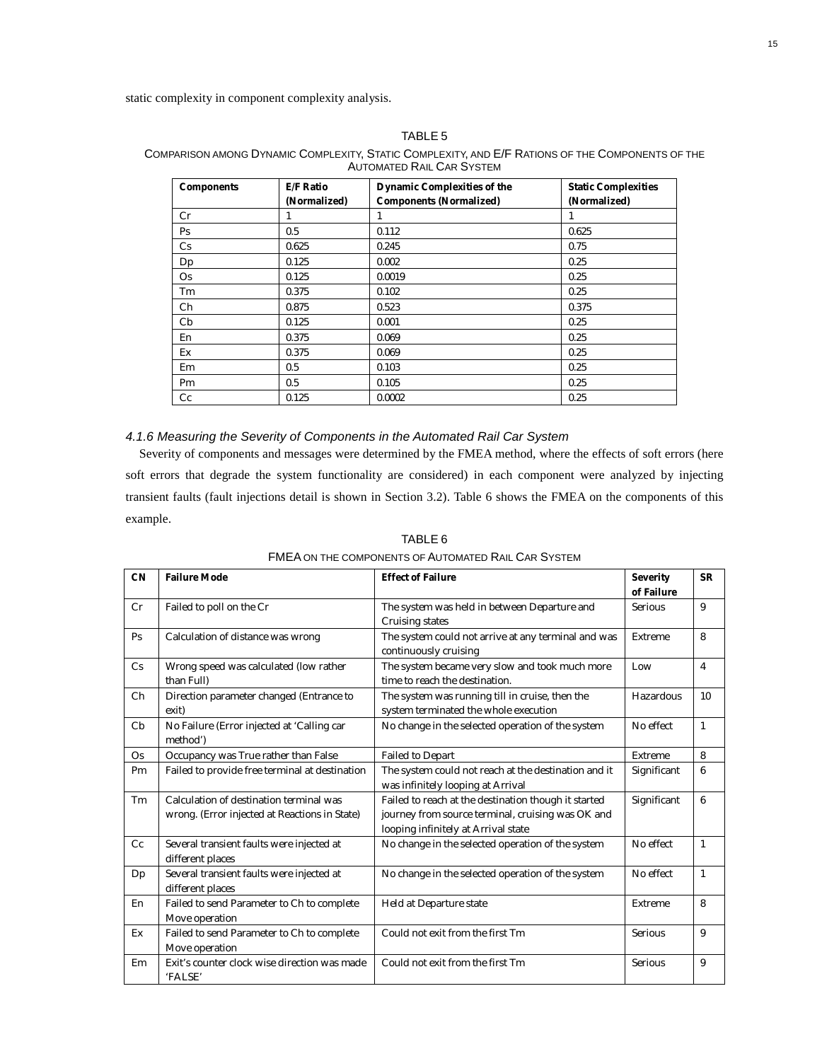static complexity in component complexity analysis.

TABLE 5

COMPARISON AMONG DYNAMIC COMPLEXITY, STATIC COMPLEXITY, AND E/F RATIONS OF THE COMPONENTS OF THE AUTOMATED RAIL CAR SYSTEM

| Components | E/F Ratio (Normalized) | Dynamic Complexities of the Components (Normalized) | Static Complexities (Normalized) |
|---|---|---|---|
| Cr | 1 | 1 | 1 |
| Ps | 0.5 | 0.112 | 0.625 |
| Cs | 0.625 | 0.245 | 0.75 |
| Dp | 0.125 | 0.002 | 0.25 |
| Os | 0.125 | 0.0019 | 0.25 |
| Tm | 0.375 | 0.102 | 0.25 |
| Ch | 0.875 | 0.523 | 0.375 |
| Cb | 0.125 | 0.001 | 0.25 |
| En | 0.375 | 0.069 | 0.25 |
| Ex | 0.375 | 0.069 | 0.25 |
| Em | 0.5 | 0.103 | 0.25 |
| Pm | 0.5 | 0.105 | 0.25 |
| Cc | 0.125 | 0.0002 | 0.25 |

### *4.1.6 Measuring the Severity of Components in the Automated Rail Car System*

Severity of components and messages were determined by the FMEA method, where the effects of soft errors (here soft errors that degrade the system functionality are considered) in each component were analyzed by injecting transient faults (fault injections detail is shown in Section 3.2). Table 6 shows the FMEA on the components of this example.

TABLE 6

FMEA ON THE COMPONENTS OF AUTOMATED RAIL CAR SYSTEM

| CN | Failure Mode | Effect of Failure | Severity of Failure | SR |
|---|---|---|---|---|
| Cr | Failed to poll on the Cr | The system was held in between Departure and Cruising states | Serious | 9 |
| Ps | Calculation of distance was wrong | The system could not arrive at any terminal and was continuously cruising | Extreme | 8 |
| Cs | Wrong speed was calculated (low rather than Full) | The system became very slow and took much more time to reach the destination. | Low | 4 |
| Ch | Direction parameter changed (Entrance to exit) | The system was running till in cruise, then the system terminated the whole execution | Hazardous | 10 |
| Cb | No Failure (Error injected at 'Calling car method') | No change in the selected operation of the system | No effect | 1 |
| Os | Occupancy was True rather than False | Failed to Depart | Extreme | 8 |
| Pm | Failed to provide free terminal at destination | The system could not reach at the destination and it was infinitely looping at Arrival | Significant | 6 |
| Tm | Calculation of destination terminal was wrong. (Error injected at Reactions in State) | Failed to reach at the destination though it started journey from source terminal, cruising was OK and looping infinitely at Arrival state | Significant | 6 |
| Cc | Several transient faults were injected at different places | No change in the selected operation of the system | No effect | 1 |
| Dp | Several transient faults were injected at different places | No change in the selected operation of the system | No effect | 1 |
| En | Failed to send Parameter to Ch to complete Move operation | Held at Departure state | Extreme | 8 |
| Ex | Failed to send Parameter to Ch to complete Move operation | Could not exit from the first Tm | Serious | 9 |
| Em | Exit's counter clock wise direction was made 'FALSE' | Could not exit from the first Tm | Serious | 9 |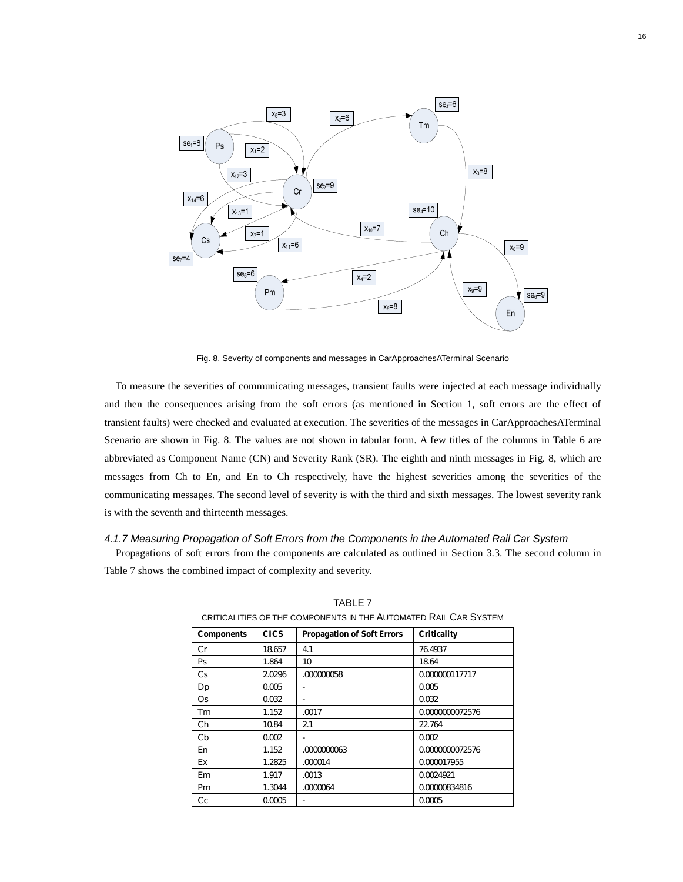Fig. 8. Severity of components and messages in CarApproachesATerminal Scenario

To measure the severities of communicating messages, transient faults were injected at each message individually and then the consequences arising from the soft errors (as mentioned in Section 1, soft errors are the effect of transient faults) were checked and evaluated at execution. The severities of the messages in CarApproachesATerminal Scenario are shown in Fig. 8. The values are not shown in tabular form. A few titles of the columns in Table 6 are abbreviated as Component Name (CN) and Severity Rank (SR). The eighth and ninth messages in Fig. 8, which are messages from Ch to En, and En to Ch respectively, have the highest severities among the severities of the communicating messages. The second level of severity is with the third and sixth messages. The lowest severity rank is with the seventh and thirteenth messages.

#### *4.1.7 Measuring Propagation of Soft Errors from the Components in the Automated Rail Car System*

Propagations of soft errors from the components are calculated as outlined in Section 3.3. The second column in Table 7 shows the combined impact of complexity and severity.

TABLE 7

CRITICALITIES OF THE COMPONENTS IN THE AUTOMATED RAIL CAR SYSTEM

| Components | CICS | Propagation of Soft Errors | Criticality |
|---|---|---|---|
| Cr | 18.657 | 4.1 | 76.4937 |
| Ps | 1.864 | 10 | 18.64 |
| Cs | 2.0296 | .000000058 | 0.000000117717 |
| Dp | 0.005 | - | 0.005 |
| Os | 0.032 | - | 0.032 |
| Tm | 1.152 | .0017 | 0.0000000072576 |
| Ch | 10.84 | 2.1 | 22.764 |
| Cb | 0.002 | - | 0.002 |
| En | 1.152 | .0000000063 | 0.0000000072576 |
| Ex | 1.2825 | .000014 | 0.000017955 |
| Em | 1.917 | .0013 | 0.0024921 |
| Pm | 1.3044 | .0000064 | 0.00000834816 |
| Cc | 0.0005 | - | 0.0005 |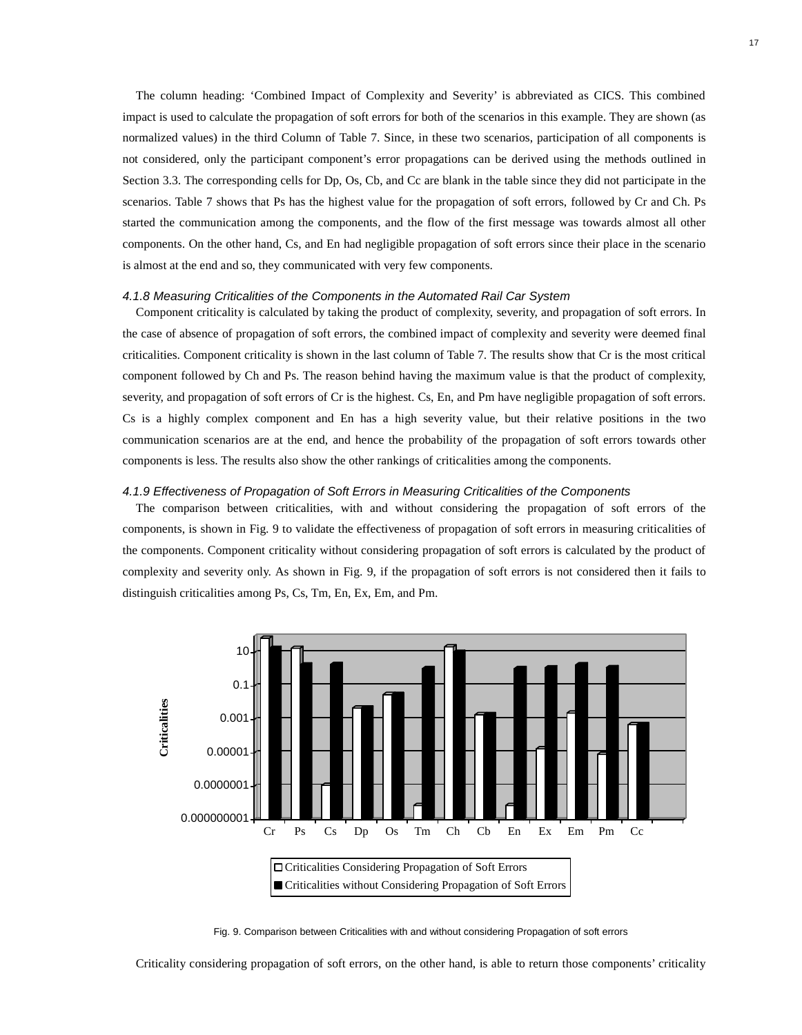The column heading: 'Combined Impact of Complexity and Severity' is abbreviated as CICS. This combined impact is used to calculate the propagation of soft errors for both of the scenarios in this example. They are shown (as normalized values) in the third Column of Table 7. Since, in these two scenarios, participation of all components is not considered, only the participant component's error propagations can be derived using the methods outlined in Section 3.3. The corresponding cells for Dp, Os, Cb, and Cc are blank in the table since they did not participate in the scenarios. Table 7 shows that Ps has the highest value for the propagation of soft errors, followed by Cr and Ch. Ps started the communication among the components, and the flow of the first message was towards almost all other components. On the other hand, Cs, and En had negligible propagation of soft errors since their place in the scenario is almost at the end and so, they communicated with very few components.

#### *4.1.8 Measuring Criticalities of the Components in the Automated Rail Car System*

Component criticality is calculated by taking the product of complexity, severity, and propagation of soft errors. In the case of absence of propagation of soft errors, the combined impact of complexity and severity were deemed final criticalities. Component criticality is shown in the last column of Table 7. The results show that Cr is the most critical component followed by Ch and Ps. The reason behind having the maximum value is that the product of complexity, severity, and propagation of soft errors of Cr is the highest. Cs, En, and Pm have negligible propagation of soft errors. Cs is a highly complex component and En has a high severity value, but their relative positions in the two communication scenarios are at the end, and hence the probability of the propagation of soft errors towards other components is less. The results also show the other rankings of criticalities among the components.

#### *4.1.9 Effectiveness of Propagation of Soft Errors in Measuring Criticalities of the Components*

The comparison between criticalities, with and without considering the propagation of soft errors of the components, is shown in Fig. 9 to validate the effectiveness of propagation of soft errors in measuring criticalities of the components. Component criticality without considering propagation of soft errors is calculated by the product of complexity and severity only. As shown in Fig. 9, if the propagation of soft errors is not considered then it fails to distinguish criticalities among Ps, Cs, Tm, En, Ex, Em, and Pm.

Fig. 9. Comparison between Criticalities with and without considering Propagation of soft errors

Criticality considering propagation of soft errors, on the other hand, is able to return those components' criticality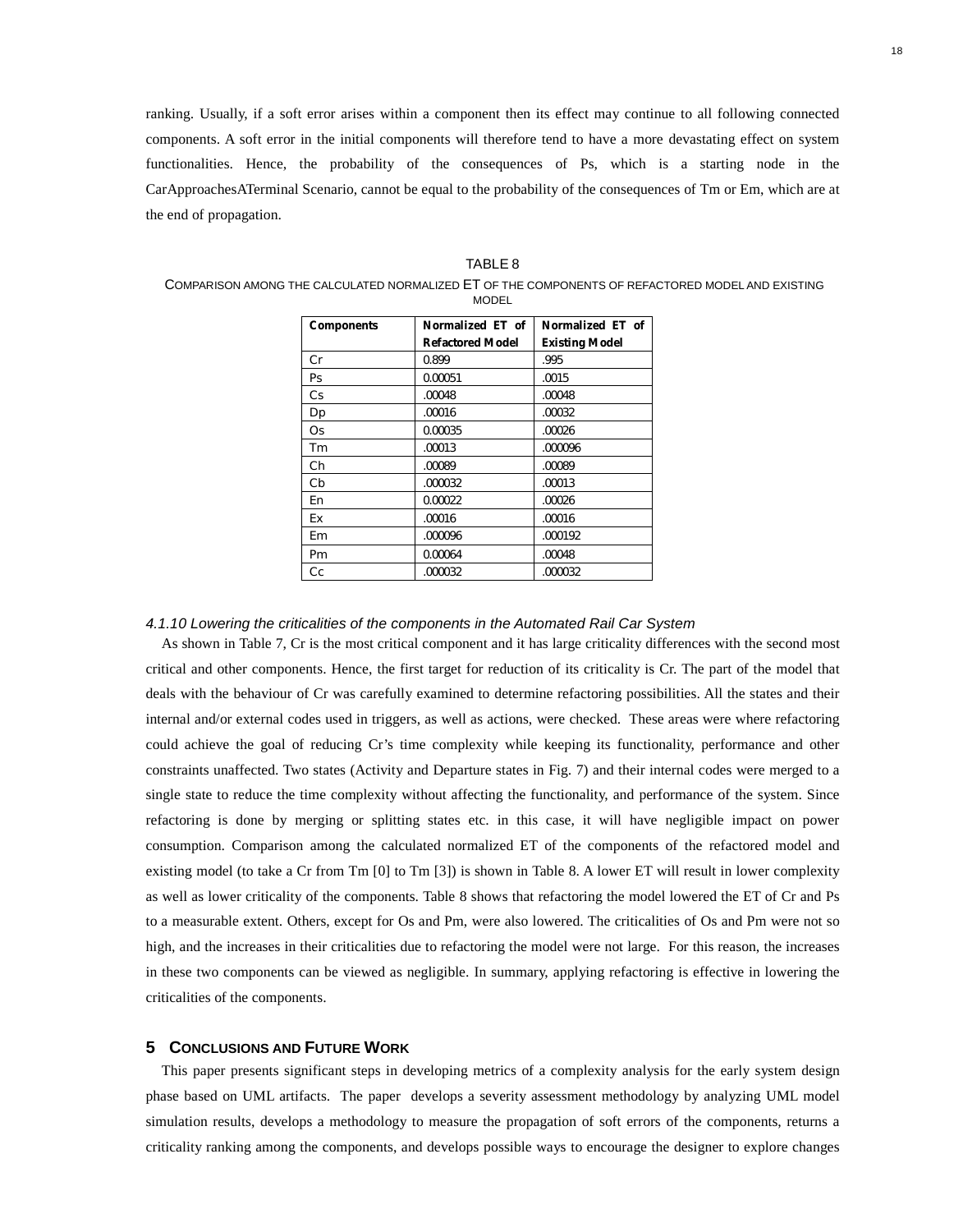ranking. Usually, if a soft error arises within a component then its effect may continue to all following connected components. A soft error in the initial components will therefore tend to have a more devastating effect on system functionalities. Hence, the probability of the consequences of Ps, which is a starting node in the CarApproachesATerminal Scenario, cannot be equal to the probability of the consequences of Tm or Em, which are at the end of propagation.

TABLE 8

COMPARISON AMONG THE CALCULATED NORMALIZED ET OF THE COMPONENTS OF REFACTORED MODEL AND EXISTING MODEL

| Components | Normalized ET of Refactored Model | Normalized ET of Existing Model |
|---|---|---|
| Cr | 0.899 | .995 |
| Ps | 0.00051 | .0015 |
| Cs | .00048 | .00048 |
| Dp | .00016 | .00032 |
| Os | 0.00035 | .00026 |
| Tm | .00013 | .000096 |
| Ch | .00089 | .00089 |
| Cb | .000032 | .00013 |
| En | 0.00022 | .00026 |
| Ex | .00016 | .00016 |
| Em | .000096 | .000192 |
| Pm | 0.00064 | .00048 |
| Cc | .000032 | .000032 |

#### *4.1.10 Lowering the criticalities of the components in the Automated Rail Car System*

As shown in Table 7, Cr is the most critical component and it has large criticality differences with the second most critical and other components. Hence, the first target for reduction of its criticality is Cr. The part of the model that deals with the behaviour of Cr was carefully examined to determine refactoring possibilities. All the states and their internal and/or external codes used in triggers, as well as actions, were checked. These areas were where refactoring could achieve the goal of reducing Cr's time complexity while keeping its functionality, performance and other constraints unaffected. Two states (Activity and Departure states in Fig. 7) and their internal codes were merged to a single state to reduce the time complexity without affecting the functionality, and performance of the system. Since refactoring is done by merging or splitting states etc. in this case, it will have negligible impact on power consumption. Comparison among the calculated normalized ET of the components of the refactored model and existing model (to take a Cr from Tm [0] to Tm [3]) is shown in Table 8. A lower ET will result in lower complexity as well as lower criticality of the components. Table 8 shows that refactoring the model lowered the ET of Cr and Ps to a measurable extent. Others, except for Os and Pm, were also lowered. The criticalities of Os and Pm were not so high, and the increases in their criticalities due to refactoring the model were not large. For this reason, the increases in these two components can be viewed as negligible. In summary, applying refactoring is effective in lowering the criticalities of the components.

## 5 CONCLUSIONS AND FUTURE WORK

This paper presents significant steps in developing metrics of a complexity analysis for the early system design phase based on UML artifacts. The paper develops a severity assessment methodology by analyzing UML model simulation results, develops a methodology to measure the propagation of soft errors of the components, returns a criticality ranking among the components, and develops possible ways to encourage the designer to explore changes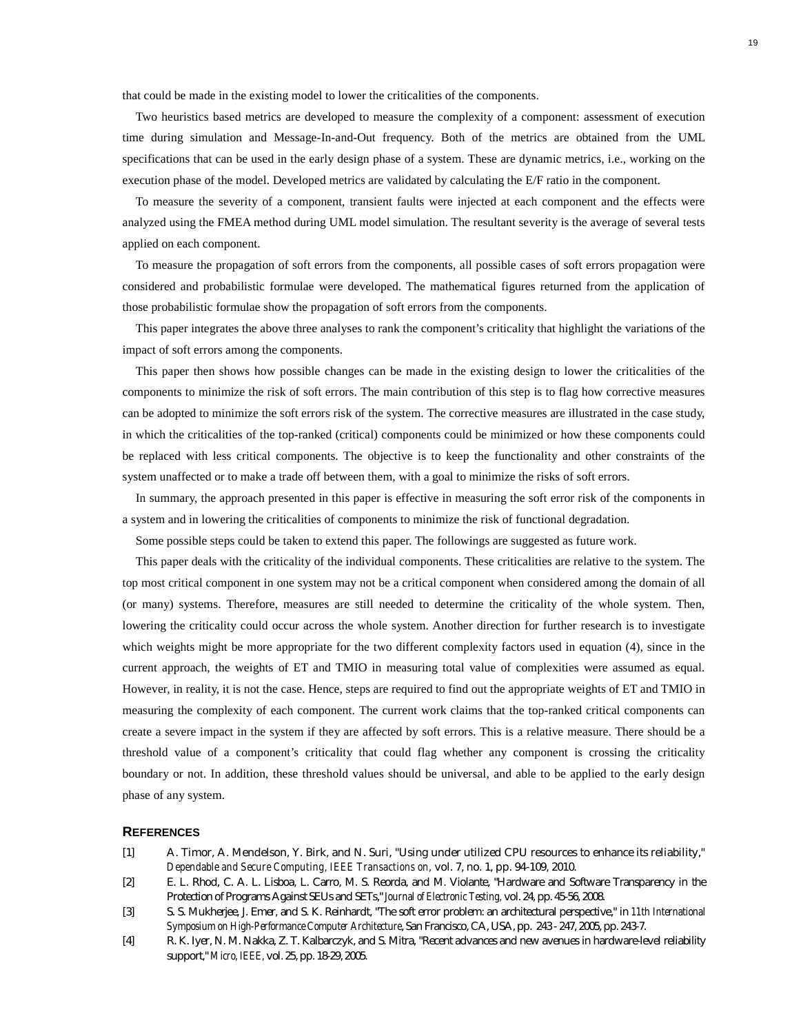that could be made in the existing model to lower the criticalities of the components.

Two heuristics based metrics are developed to measure the complexity of a component: assessment of execution time during simulation and Message-In-and-Out frequency. Both of the metrics are obtained from the UML specifications that can be used in the early design phase of a system. These are dynamic metrics, i.e., working on the execution phase of the model. Developed metrics are validated by calculating the E/F ratio in the component.

To measure the severity of a component, transient faults were injected at each component and the effects were analyzed using the FMEA method during UML model simulation. The resultant severity is the average of several tests applied on each component.

To measure the propagation of soft errors from the components, all possible cases of soft errors propagation were considered and probabilistic formulae were developed. The mathematical figures returned from the application of those probabilistic formulae show the propagation of soft errors from the components.

This paper integrates the above three analyses to rank the component's criticality that highlight the variations of the impact of soft errors among the components.

This paper then shows how possible changes can be made in the existing design to lower the criticalities of the components to minimize the risk of soft errors. The main contribution of this step is to flag how corrective measures can be adopted to minimize the soft errors risk of the system. The corrective measures are illustrated in the case study, in which the criticalities of the top-ranked (critical) components could be minimized or how these components could be replaced with less critical components. The objective is to keep the functionality and other constraints of the system unaffected or to make a trade off between them, with a goal to minimize the risks of soft errors.

In summary, the approach presented in this paper is effective in measuring the soft error risk of the components in a system and in lowering the criticalities of components to minimize the risk of functional degradation.

Some possible steps could be taken to extend this paper. The followings are suggested as future work.

This paper deals with the criticality of the individual components. These criticalities are relative to the system. The top most critical component in one system may not be a critical component when considered among the domain of all (or many) systems. Therefore, measures are still needed to determine the criticality of the whole system. Then, lowering the criticality could occur across the whole system. Another direction for further research is to investigate which weights might be more appropriate for the two different complexity factors used in equation (4), since in the current approach, the weights of ET and TMIO in measuring total value of complexities were assumed as equal. However, in reality, it is not the case. Hence, steps are required to find out the appropriate weights of ET and TMIO in measuring the complexity of each component. The current work claims that the top-ranked critical components can create a severe impact in the system if they are affected by soft errors. This is a relative measure. There should be a threshold value of a component's criticality that could flag whether any component is crossing the criticality boundary or not. In addition, these threshold values should be universal, and able to be applied to the early design phase of any system.

## REFERENCES

[1] A. Timor, A. Mendelson, Y. Birk, and N. Suri, "Using under utilized CPU resources to enhance its reliability," *Dependable and Secure Computing, IEEE Transactions on,* vol. 7, no. 1, pp. 94-109, 2010.

[2] E. L. Rhod, C. A. L. Lisboa, L. Carro, M. S. Reorda, and M. Violante, "Hardware and Software Transparency in the Protection of Programs Against SEUs and SETs," *Journal of Electronic Testing,* vol. 24, pp. 45-56, 2008.

[3] S. S. Mukherjee, J. Emer, and S. K. Reinhardt, "The soft error problem: an architectural perspective," in *11th International Symposium on High-Performance Computer Architecture*, San Francisco, CA, USA, pp. 243 - 247, 2005, pp. 243-7.

[4] R. K. Iyer, N. M. Nakka, Z. T. Kalbarczyk, and S. Mitra, "Recent advances and new avenues in hardware-level reliability support," *Micro, IEEE*, vol. 25, pp. 18-29, 2005.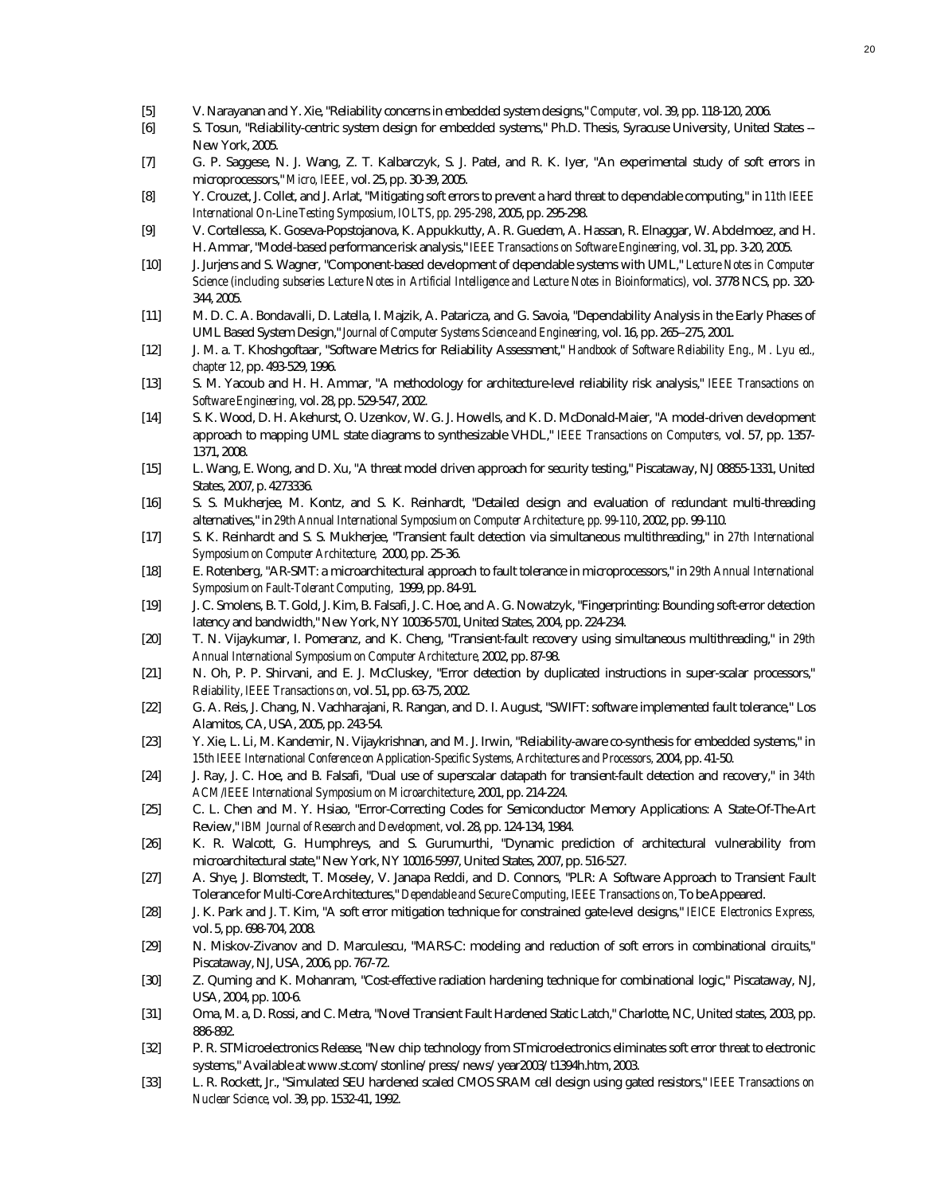[5] V. Narayanan and Y. Xie, "Reliability concerns in embedded system designs," *Computer,* vol. 39, pp. 118-120, 2006.

[6] S. Tosun, "Reliability-centric system design for embedded systems," Ph.D. Thesis, Syracuse University, United States -- New York, 2005.

[7] G. P. Saggese, N. J. Wang, Z. T. Kalbarczyk, S. J. Patel, and R. K. Iyer, "An experimental study of soft errors in microprocessors," *Micro, IEEE,* vol. 25, pp. 30-39, 2005.

[8] Y. Crouzet, J. Collet, and J. Arlat, "Mitigating soft errors to prevent a hard threat to dependable computing," in *11th IEEE International On-Line Testing Symposium, IOLTS, pp. 295-298*, 2005, pp. 295-298.

[9] V. Cortellessa, K. Goseva-Popstojanova, K. Appukkutty, A. R. Guedem, A. Hassan, R. Elnaggar, W. Abdelmoez, and H. H. Ammar, "Model-based performance risk analysis," *IEEE Transactions on Software Engineering,* vol. 31, pp. 3-20, 2005.

[10] J. Jurjens and S. Wagner, "Component-based development of dependable systems with UML," *Lecture Notes in Computer Science (including subseries Lecture Notes in Artificial Intelligence and Lecture Notes in Bioinformatics),* vol. 3778 NCS, pp. 320-344, 2005.

[11] M. D. C. A. Bondavalli, D. Latella, I. Majzik, A. Pataricza, and G. Savoia, "Dependability Analysis in the Early Phases of UML Based System Design," *Journal of Computer Systems Science and Engineering,* vol. 16, pp. 265--275, 2001.

[12] J. M. a. T. Khoshgoftaar, "Software Metrics for Reliability Assessment," *Handbook of Software Reliability Eng., M. Lyu ed., chapter 12,* pp. 493-529, 1996.

[13] S. M. Yacoub and H. H. Ammar, "A methodology for architecture-level reliability risk analysis," *IEEE Transactions on Software Engineering,* vol. 28, pp. 529-547, 2002.

[14] S. K. Wood, D. H. Akehurst, O. Uzenkov, W. G. J. Howells, and K. D. McDonald-Maier, "A model-driven development approach to mapping UML state diagrams to synthesizable VHDL," *IEEE Transactions on Computers,* vol. 57, pp. 1357-1371, 2008.

[15] L. Wang, E. Wong, and D. Xu, "A threat model driven approach for security testing," Piscataway, NJ 08855-1331, United States, 2007, p. 4273336.

[16] S. S. Mukherjee, M. Kontz, and S. K. Reinhardt, "Detailed design and evaluation of redundant multi-threading alternatives," in *29th Annual International Symposium on Computer Architecture, pp. 99-110*, 2002, pp. 99-110.

[17] S. K. Reinhardt and S. S. Mukherjee, "Transient fault detection via simultaneous multithreading," in *27th International Symposium on Computer Architecture,* 2000, pp. 25-36.

[18] E. Rotenberg, "AR-SMT: a microarchitectural approach to fault tolerance in microprocessors," in *29th Annual International Symposium on Fault-Tolerant Computing,* 1999, pp. 84-91.

[19] J. C. Smolens, B. T. Gold, J. Kim, B. Falsafi, J. C. Hoe, and A. G. Nowatzyk, "Fingerprinting: Bounding soft-error detection latency and bandwidth," New York, NY 10036-5701, United States, 2004, pp. 224-234.

[20] T. N. Vijaykumar, I. Pomeranz, and K. Cheng, "Transient-fault recovery using simultaneous multithreading," in *29th Annual International Symposium on Computer Architecture,* 2002, pp. 87-98.

[21] N. Oh, P. P. Shirvani, and E. J. McCluskey, "Error detection by duplicated instructions in super-scalar processors," *Reliability, IEEE Transactions on,* vol. 51, pp. 63-75, 2002.

[22] G. A. Reis, J. Chang, N. Vachharajani, R. Rangan, and D. I. August, "SWIFT: software implemented fault tolerance," Los Alamitos, CA, USA, 2005, pp. 243-54.

[23] Y. Xie, L. Li, M. Kandemir, N. Vijaykrishnan, and M. J. Irwin, "Reliability-aware co-synthesis for embedded systems," in *15th IEEE International Conference on Application-Specific Systems, Architectures and Processors,* 2004, pp. 41-50.

[24] J. Ray, J. C. Hoe, and B. Falsafi, "Dual use of superscalar datapath for transient-fault detection and recovery," in *34th ACM/IEEE International Symposium on Microarchitecture*, 2001, pp. 214-224.

[25] C. L. Chen and M. Y. Hsiao, "Error-Correcting Codes for Semiconductor Memory Applications: A State-Of-The-Art Review," *IBM Journal of Research and Development,* vol. 28, pp. 124-134, 1984.

[26] K. R. Walcott, G. Humphreys, and S. Gurumurthi, "Dynamic prediction of architectural vulnerability from microarchitectural state," New York, NY 10016-5997, United States, 2007, pp. 516-527.

[27] A. Shye, J. Blomstedt, T. Moseley, V. Janapa Reddi, and D. Connors, "PLR: A Software Approach to Transient Fault Tolerance for Multi-Core Architectures," *Dependable and Secure Computing, IEEE Transactions on,* To be Appeared.

[28] J. K. Park and J. T. Kim, "A soft error mitigation technique for constrained gate-level designs," *IEICE Electronics Express,* vol. 5, pp. 698-704, 2008.

[29] N. Miskov-Zivanov and D. Marculescu, "MARS-C: modeling and reduction of soft errors in combinational circuits," Piscataway, NJ, USA, 2006, pp. 767-72.

[30] Z. Quming and K. Mohanram, "Cost-effective radiation hardening technique for combinational logic," Piscataway, NJ, USA, 2004, pp. 100-6.

[31] Oma, M. a, D. Rossi, and C. Metra, "Novel Transient Fault Hardened Static Latch," Charlotte, NC, United states, 2003, pp. 886-892.

[32] P. R. STMicroelectronics Release, "New chip technology from STmicroelectronics eliminates soft error threat to electronic systems," Available at www.st.com/stonline/press/news/year2003/t1394h.htm, 2003.

[33] L. R. Rockett, Jr., "Simulated SEU hardened scaled CMOS SRAM cell design using gated resistors," *IEEE Transactions on Nuclear Science,* vol. 39, pp. 1532-41, 1992.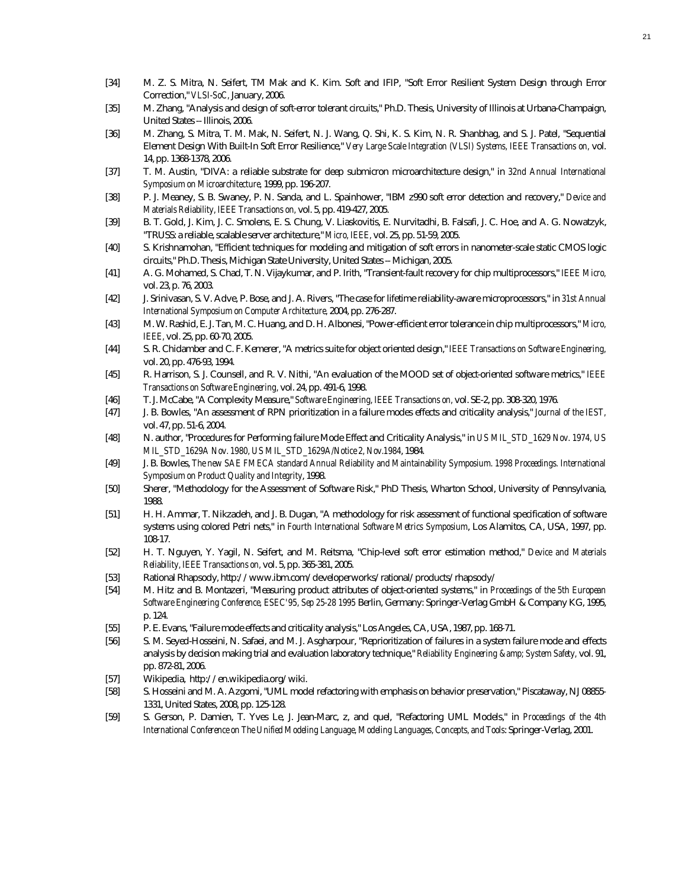[34] M. Z. S. Mitra, N. Seifert, TM Mak and K. Kim. Soft and IFIP, "Soft Error Resilient System Design through Error Correction," *VLSI-SoC*, January, 2006.

[35] M. Zhang, "Analysis and design of soft-error tolerant circuits," Ph.D. Thesis, University of Illinois at Urbana-Champaign, United States -- Illinois, 2006.

[36] M. Zhang, S. Mitra, T. M. Mak, N. Seifert, N. J. Wang, Q. Shi, K. S. Kim, N. R. Shanbhag, and S. J. Patel, "Sequential Element Design With Built-In Soft Error Resilience," *Very Large Scale Integration (VLSI) Systems, IEEE Transactions on*, vol. 14, pp. 1368-1378, 2006.

[37] T. M. Austin, "DIVA: a reliable substrate for deep submicron microarchitecture design," in *32nd Annual International Symposium on Microarchitecture*, 1999, pp. 196-207.

[38] P. J. Meaney, S. B. Swaney, P. N. Sanda, and L. Spainhower, "IBM z990 soft error detection and recovery," *Device and Materials Reliability, IEEE Transactions on*, vol. 5, pp. 419-427, 2005.

[39] B. T. Gold, J. Kim, J. C. Smolens, E. S. Chung, V. Liaskovitis, E. Nurvitadhi, B. Falsafi, J. C. Hoe, and A. G. Nowatzyk, "TRUSS: a reliable, scalable server architecture," *Micro, IEEE*, vol. 25, pp. 51-59, 2005.

[40] S. Krishnamohan, "Efficient techniques for modeling and mitigation of soft errors in nanometer-scale static CMOS logic circuits," Ph.D. Thesis, Michigan State University, United States -- Michigan, 2005.

[41] A. G. Mohamed, S. Chad, T. N. Vijaykumar, and P. Irith, "Transient-fault recovery for chip multiprocessors," *IEEE Micro*, vol. 23, p. 76, 2003.

[42] J. Srinivasan, S. V. Adve, P. Bose, and J. A. Rivers, "The case for lifetime reliability-aware microprocessors," in *31st Annual International Symposium on Computer Architecture*, 2004, pp. 276-287.

[43] M. W. Rashid, E. J. Tan, M. C. Huang, and D. H. Albonesi, "Power-efficient error tolerance in chip multiprocessors," *Micro, IEEE*, vol. 25, pp. 60-70, 2005.

[44] S. R. Chidamber and C. F. Kemerer, "A metrics suite for object oriented design," *IEEE Transactions on Software Engineering*, vol. 20, pp. 476-93, 1994.

[45] R. Harrison, S. J. Counsell, and R. V. Nithi, "An evaluation of the MOOD set of object-oriented software metrics," *IEEE Transactions on Software Engineering*, vol. 24, pp. 491-6, 1998.

[46] T. J. McCabe, "A Complexity Measure," *Software Engineering, IEEE Transactions on*, vol. SE-2, pp. 308-320, 1976.

[47] J. B. Bowles, "An assessment of RPN prioritization in a failure modes effects and criticality analysis," *Journal of the IEST*, vol. 47, pp. 51-6, 2004.

[48] N. author, "Procedures for Performing failure Mode Effect and Criticality Analysis," in *US MIL_STD_1629 Nov. 1974, US MIL_STD_1629A Nov. 1980, US MIL_STD_1629A/Notice 2, Nov.1984*, 1984.

[49] J. B. Bowles, *The new SAE FMECA standard Annual Reliability and Maintainability Symposium. 1998 Proceedings. International Symposium on Product Quality and Integrity*, 1998.

[50] Sherer, "Methodology for the Assessment of Software Risk," PhD Thesis, Wharton School, University of Pennsylvania, 1988.

[51] H. H. Ammar, T. Nikzadeh, and J. B. Dugan, "A methodology for risk assessment of functional specification of software systems using colored Petri nets," in *Fourth International Software Metrics Symposium*, Los Alamitos, CA, USA, 1997, pp. 108-17.

[52] H. T. Nguyen, Y. Yagil, N. Seifert, and M. Reitsma, "Chip-level soft error estimation method," *Device and Materials Reliability, IEEE Transactions on*, vol. 5, pp. 365-381, 2005.

[53] Rational Rhapsody, http://www.ibm.com/developerworks/rational/products/rhapsody/

[54] M. Hitz and B. Montazeri, "Measuring product attributes of object-oriented systems," in *Proceedings of the 5th European Software Engineering Conference, ESEC'95, Sep 25-28 1995* Berlin, Germany: Springer-Verlag GmbH & Company KG, 1995, p. 124.

[55] P. E. Evans, "Failure mode effects and criticality analysis," Los Angeles, CA, USA, 1987, pp. 168-71.

[56] S. M. Seyed-Hosseini, N. Safaei, and M. J. Asgharpour, "Reprioritization of failures in a system failure mode and effects analysis by decision making trial and evaluation laboratory technique," *Reliability Engineering &amp; System Safety*, vol. 91, pp. 872-81, 2006.

[57] Wikipedia, http://en.wikipedia.org/wiki.

[58] S. Hosseini and M. A. Azgomi, "UML model refactoring with emphasis on behavior preservation," Piscataway, NJ 08855-1331, United States, 2008, pp. 125-128.

[59] S. Gerson, P. Damien, T. Yves Le, J. Jean-Marc, z, and quel, "Refactoring UML Models," in *Proceedings of the 4th International Conference on The Unified Modeling Language, Modeling Languages, Concepts, and Tools*: Springer-Verlag, 2001.